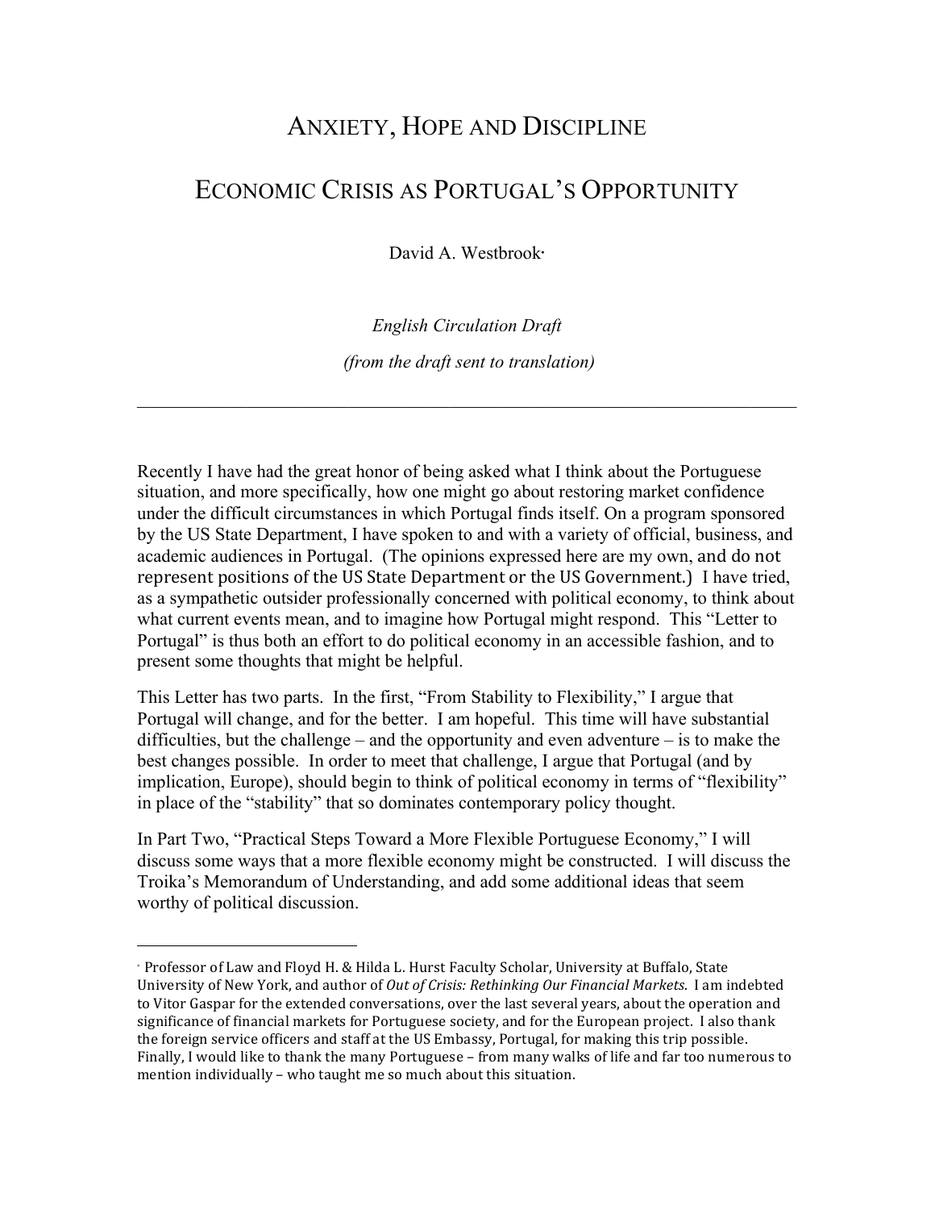# ANXIETY, HOPE AND DISCIPLINE

# ECONOMIC CRISIS AS PORTUGAL'S OPPORTUNITY

David A. Westbrook[*]

*English Circulation Draft*

*(from the draft sent to translation)*

---

Recently I have had the great honor of being asked what I think about the Portuguese situation, and more specifically, how one might go about restoring market confidence under the difficult circumstances in which Portugal finds itself. On a program sponsored by the US State Department, I have spoken to and with a variety of official, business, and academic audiences in Portugal. (The opinions expressed here are my own, and do not represent positions of the US State Department or the US Government.) I have tried, as a sympathetic outsider professionally concerned with political economy, to think about what current events mean, and to imagine how Portugal might respond. This "Letter to Portugal" is thus both an effort to do political economy in an accessible fashion, and to present some thoughts that might be helpful.

This Letter has two parts. In the first, "From Stability to Flexibility," I argue that Portugal will change, and for the better. I am hopeful. This time will have substantial difficulties, but the challenge – and the opportunity and even adventure – is to make the best changes possible. In order to meet that challenge, I argue that Portugal (and by implication, Europe), should begin to think of political economy in terms of "flexibility" in place of the "stability" that so dominates contemporary policy thought.

In Part Two, "Practical Steps Toward a More Flexible Portuguese Economy," I will discuss some ways that a more flexible economy might be constructed. I will discuss the Troika's Memorandum of Understanding, and add some additional ideas that seem worthy of political discussion.

---

[*] Professor of Law and Floyd H. & Hilda L. Hurst Faculty Scholar, University at Buffalo, State University of New York, and author of *Out of Crisis: Rethinking Our Financial Markets*. I am indebted to Vitor Gaspar for the extended conversations, over the last several years, about the operation and significance of financial markets for Portuguese society, and for the European project. I also thank the foreign service officers and staff at the US Embassy, Portugal, for making this trip possible. Finally, I would like to thank the many Portuguese – from many walks of life and far too numerous to mention individually – who taught me so much about this situation.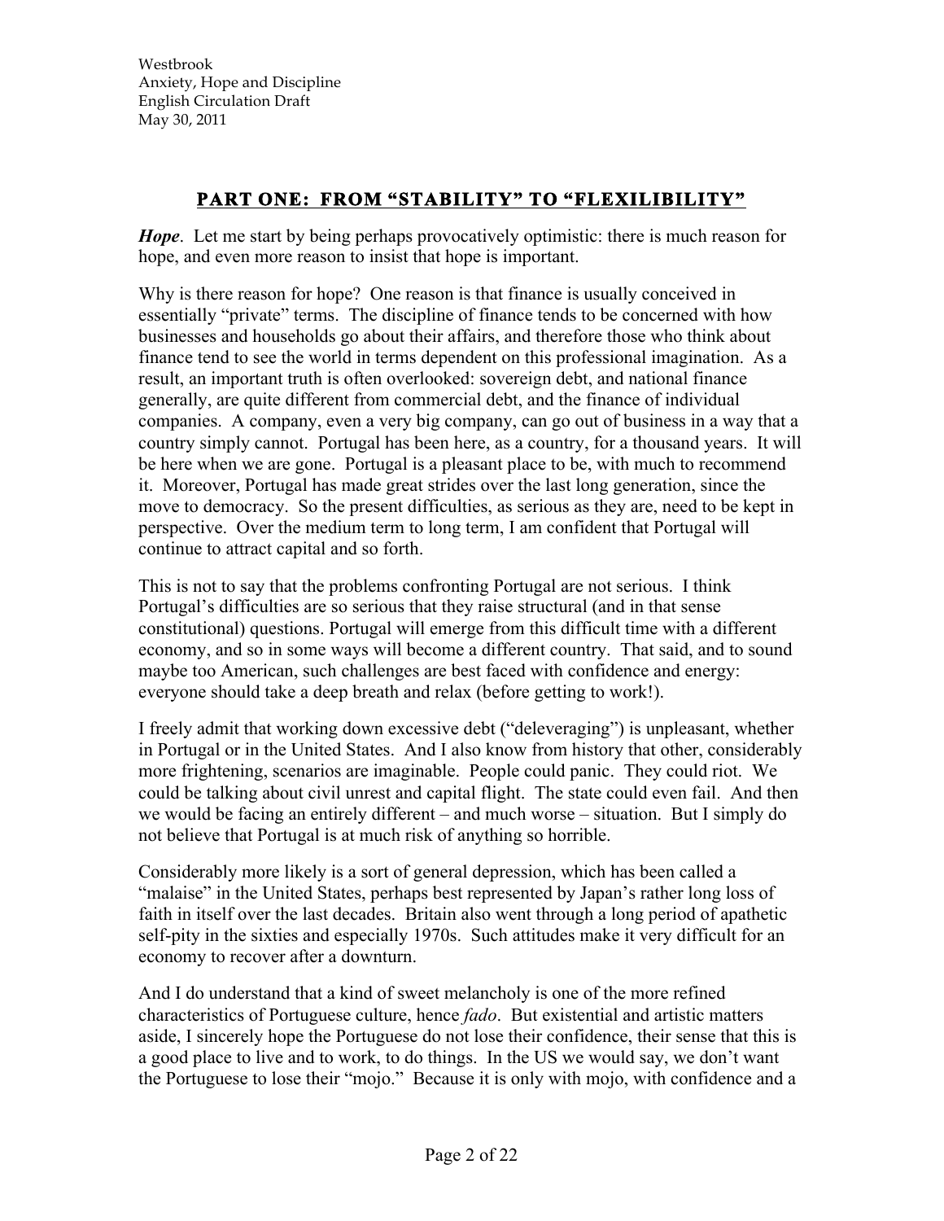## PART ONE: FROM "STABILITY" TO "FLEXILIBILITY"

***Hope***. Let me start by being perhaps provocatively optimistic: there is much reason for hope, and even more reason to insist that hope is important.

Why is there reason for hope? One reason is that finance is usually conceived in essentially "private" terms. The discipline of finance tends to be concerned with how businesses and households go about their affairs, and therefore those who think about finance tend to see the world in terms dependent on this professional imagination. As a result, an important truth is often overlooked: sovereign debt, and national finance generally, are quite different from commercial debt, and the finance of individual companies. A company, even a very big company, can go out of business in a way that a country simply cannot. Portugal has been here, as a country, for a thousand years. It will be here when we are gone. Portugal is a pleasant place to be, with much to recommend it. Moreover, Portugal has made great strides over the last long generation, since the move to democracy. So the present difficulties, as serious as they are, need to be kept in perspective. Over the medium term to long term, I am confident that Portugal will continue to attract capital and so forth.

This is not to say that the problems confronting Portugal are not serious. I think Portugal's difficulties are so serious that they raise structural (and in that sense constitutional) questions. Portugal will emerge from this difficult time with a different economy, and so in some ways will become a different country. That said, and to sound maybe too American, such challenges are best faced with confidence and energy: everyone should take a deep breath and relax (before getting to work!).

I freely admit that working down excessive debt ("deleveraging") is unpleasant, whether in Portugal or in the United States. And I also know from history that other, considerably more frightening, scenarios are imaginable. People could panic. They could riot. We could be talking about civil unrest and capital flight. The state could even fail. And then we would be facing an entirely different – and much worse – situation. But I simply do not believe that Portugal is at much risk of anything so horrible.

Considerably more likely is a sort of general depression, which has been called a "malaise" in the United States, perhaps best represented by Japan's rather long loss of faith in itself over the last decades. Britain also went through a long period of apathetic self-pity in the sixties and especially 1970s. Such attitudes make it very difficult for an economy to recover after a downturn.

And I do understand that a kind of sweet melancholy is one of the more refined characteristics of Portuguese culture, hence *fado*. But existential and artistic matters aside, I sincerely hope the Portuguese do not lose their confidence, their sense that this is a good place to live and to work, to do things. In the US we would say, we don't want the Portuguese to lose their "mojo." Because it is only with mojo, with confidence and a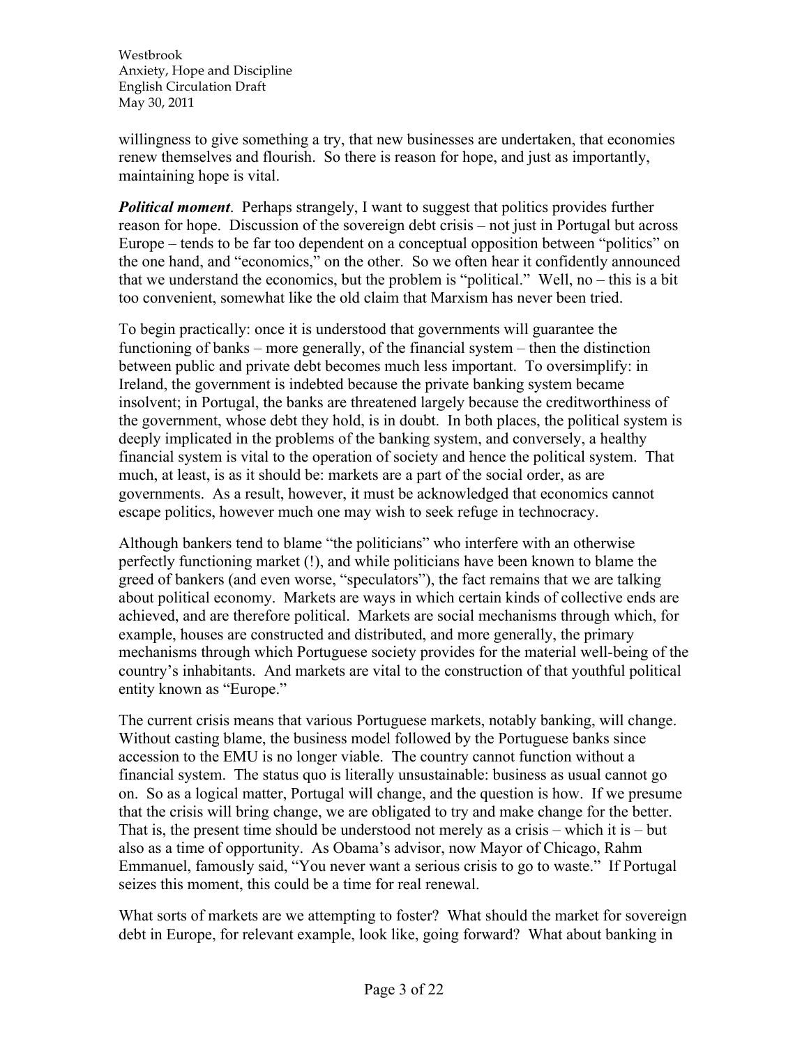willingness to give something a try, that new businesses are undertaken, that economies renew themselves and flourish. So there is reason for hope, and just as importantly, maintaining hope is vital.

***Political moment***. Perhaps strangely, I want to suggest that politics provides further reason for hope. Discussion of the sovereign debt crisis – not just in Portugal but across Europe – tends to be far too dependent on a conceptual opposition between "politics" on the one hand, and "economics," on the other. So we often hear it confidently announced that we understand the economics, but the problem is "political." Well, no – this is a bit too convenient, somewhat like the old claim that Marxism has never been tried.

To begin practically: once it is understood that governments will guarantee the functioning of banks – more generally, of the financial system – then the distinction between public and private debt becomes much less important. To oversimplify: in Ireland, the government is indebted because the private banking system became insolvent; in Portugal, the banks are threatened largely because the creditworthiness of the government, whose debt they hold, is in doubt. In both places, the political system is deeply implicated in the problems of the banking system, and conversely, a healthy financial system is vital to the operation of society and hence the political system. That much, at least, is as it should be: markets are a part of the social order, as are governments. As a result, however, it must be acknowledged that economics cannot escape politics, however much one may wish to seek refuge in technocracy.

Although bankers tend to blame "the politicians" who interfere with an otherwise perfectly functioning market (!), and while politicians have been known to blame the greed of bankers (and even worse, "speculators"), the fact remains that we are talking about political economy. Markets are ways in which certain kinds of collective ends are achieved, and are therefore political. Markets are social mechanisms through which, for example, houses are constructed and distributed, and more generally, the primary mechanisms through which Portuguese society provides for the material well-being of the country's inhabitants. And markets are vital to the construction of that youthful political entity known as "Europe."

The current crisis means that various Portuguese markets, notably banking, will change. Without casting blame, the business model followed by the Portuguese banks since accession to the EMU is no longer viable. The country cannot function without a financial system. The status quo is literally unsustainable: business as usual cannot go on. So as a logical matter, Portugal will change, and the question is how. If we presume that the crisis will bring change, we are obligated to try and make change for the better. That is, the present time should be understood not merely as a crisis – which it is – but also as a time of opportunity. As Obama's advisor, now Mayor of Chicago, Rahm Emmanuel, famously said, "You never want a serious crisis to go to waste." If Portugal seizes this moment, this could be a time for real renewal.

What sorts of markets are we attempting to foster? What should the market for sovereign debt in Europe, for relevant example, look like, going forward? What about banking in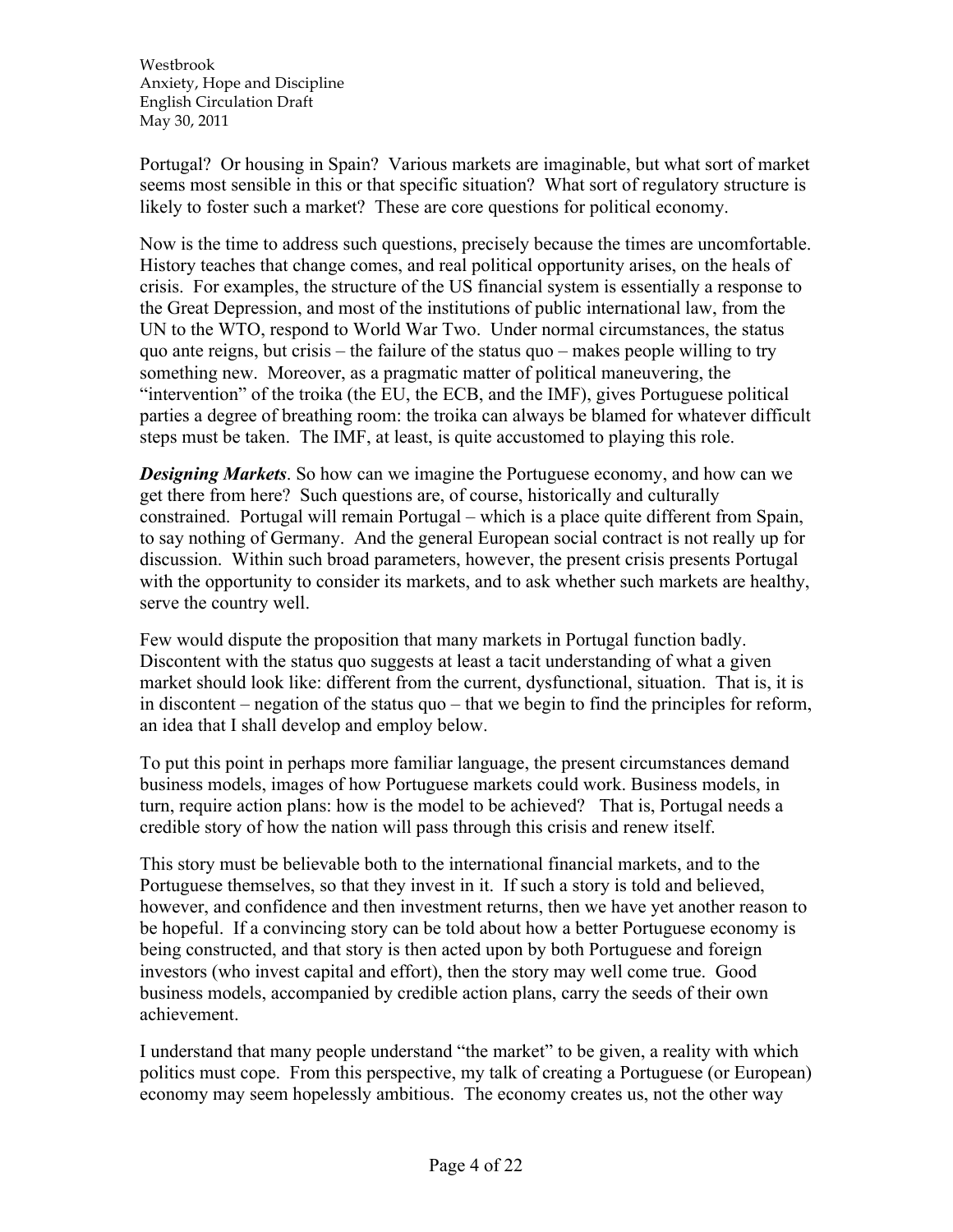Portugal? Or housing in Spain? Various markets are imaginable, but what sort of market seems most sensible in this or that specific situation? What sort of regulatory structure is likely to foster such a market? These are core questions for political economy.

Now is the time to address such questions, precisely because the times are uncomfortable. History teaches that change comes, and real political opportunity arises, on the heals of crisis. For examples, the structure of the US financial system is essentially a response to the Great Depression, and most of the institutions of public international law, from the UN to the WTO, respond to World War Two. Under normal circumstances, the status quo ante reigns, but crisis – the failure of the status quo – makes people willing to try something new. Moreover, as a pragmatic matter of political maneuvering, the "intervention" of the troika (the EU, the ECB, and the IMF), gives Portuguese political parties a degree of breathing room: the troika can always be blamed for whatever difficult steps must be taken. The IMF, at least, is quite accustomed to playing this role.

***Designing Markets***. So how can we imagine the Portuguese economy, and how can we get there from here? Such questions are, of course, historically and culturally constrained. Portugal will remain Portugal – which is a place quite different from Spain, to say nothing of Germany. And the general European social contract is not really up for discussion. Within such broad parameters, however, the present crisis presents Portugal with the opportunity to consider its markets, and to ask whether such markets are healthy, serve the country well.

Few would dispute the proposition that many markets in Portugal function badly. Discontent with the status quo suggests at least a tacit understanding of what a given market should look like: different from the current, dysfunctional, situation. That is, it is in discontent – negation of the status quo – that we begin to find the principles for reform, an idea that I shall develop and employ below.

To put this point in perhaps more familiar language, the present circumstances demand business models, images of how Portuguese markets could work. Business models, in turn, require action plans: how is the model to be achieved? That is, Portugal needs a credible story of how the nation will pass through this crisis and renew itself.

This story must be believable both to the international financial markets, and to the Portuguese themselves, so that they invest in it. If such a story is told and believed, however, and confidence and then investment returns, then we have yet another reason to be hopeful. If a convincing story can be told about how a better Portuguese economy is being constructed, and that story is then acted upon by both Portuguese and foreign investors (who invest capital and effort), then the story may well come true. Good business models, accompanied by credible action plans, carry the seeds of their own achievement.

I understand that many people understand "the market" to be given, a reality with which politics must cope. From this perspective, my talk of creating a Portuguese (or European) economy may seem hopelessly ambitious. The economy creates us, not the other way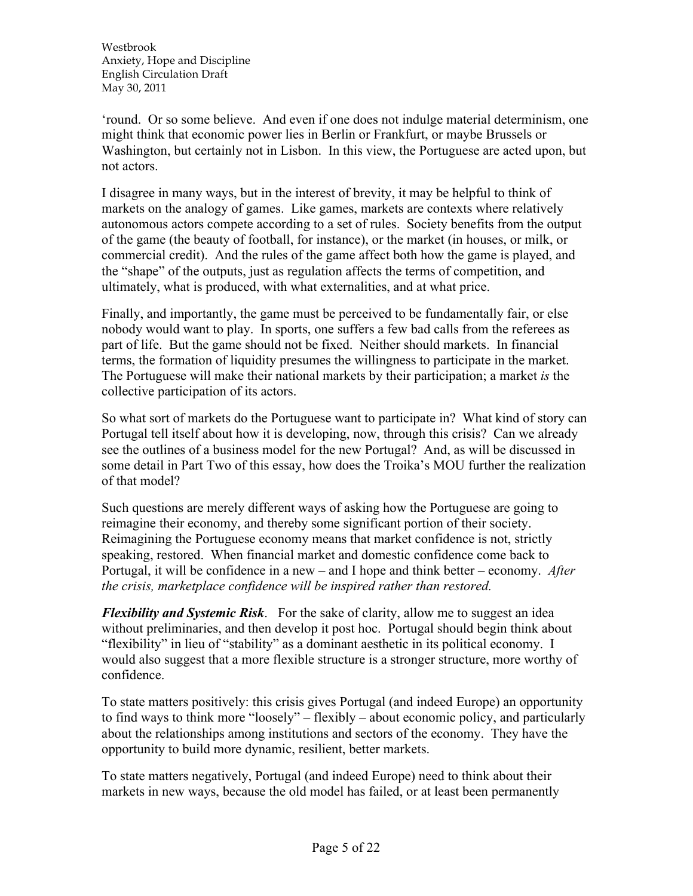‘round. Or so some believe. And even if one does not indulge material determinism, one might think that economic power lies in Berlin or Frankfurt, or maybe Brussels or Washington, but certainly not in Lisbon. In this view, the Portuguese are acted upon, but not actors.

I disagree in many ways, but in the interest of brevity, it may be helpful to think of markets on the analogy of games. Like games, markets are contexts where relatively autonomous actors compete according to a set of rules. Society benefits from the output of the game (the beauty of football, for instance), or the market (in houses, or milk, or commercial credit). And the rules of the game affect both how the game is played, and the “shape” of the outputs, just as regulation affects the terms of competition, and ultimately, what is produced, with what externalities, and at what price.

Finally, and importantly, the game must be perceived to be fundamentally fair, or else nobody would want to play. In sports, one suffers a few bad calls from the referees as part of life. But the game should not be fixed. Neither should markets. In financial terms, the formation of liquidity presumes the willingness to participate in the market. The Portuguese will make their national markets by their participation; a market *is* the collective participation of its actors.

So what sort of markets do the Portuguese want to participate in? What kind of story can Portugal tell itself about how it is developing, now, through this crisis? Can we already see the outlines of a business model for the new Portugal? And, as will be discussed in some detail in Part Two of this essay, how does the Troika’s MOU further the realization of that model?

Such questions are merely different ways of asking how the Portuguese are going to reimagine their economy, and thereby some significant portion of their society. Reimagining the Portuguese economy means that market confidence is not, strictly speaking, restored. When financial market and domestic confidence come back to Portugal, it will be confidence in a new – and I hope and think better – economy. *After the crisis, marketplace confidence will be inspired rather than restored.*

***Flexibility and Systemic Risk***. For the sake of clarity, allow me to suggest an idea without preliminaries, and then develop it post hoc. Portugal should begin think about “flexibility” in lieu of “stability” as a dominant aesthetic in its political economy. I would also suggest that a more flexible structure is a stronger structure, more worthy of confidence.

To state matters positively: this crisis gives Portugal (and indeed Europe) an opportunity to find ways to think more “loosely” – flexibly – about economic policy, and particularly about the relationships among institutions and sectors of the economy. They have the opportunity to build more dynamic, resilient, better markets.

To state matters negatively, Portugal (and indeed Europe) need to think about their markets in new ways, because the old model has failed, or at least been permanently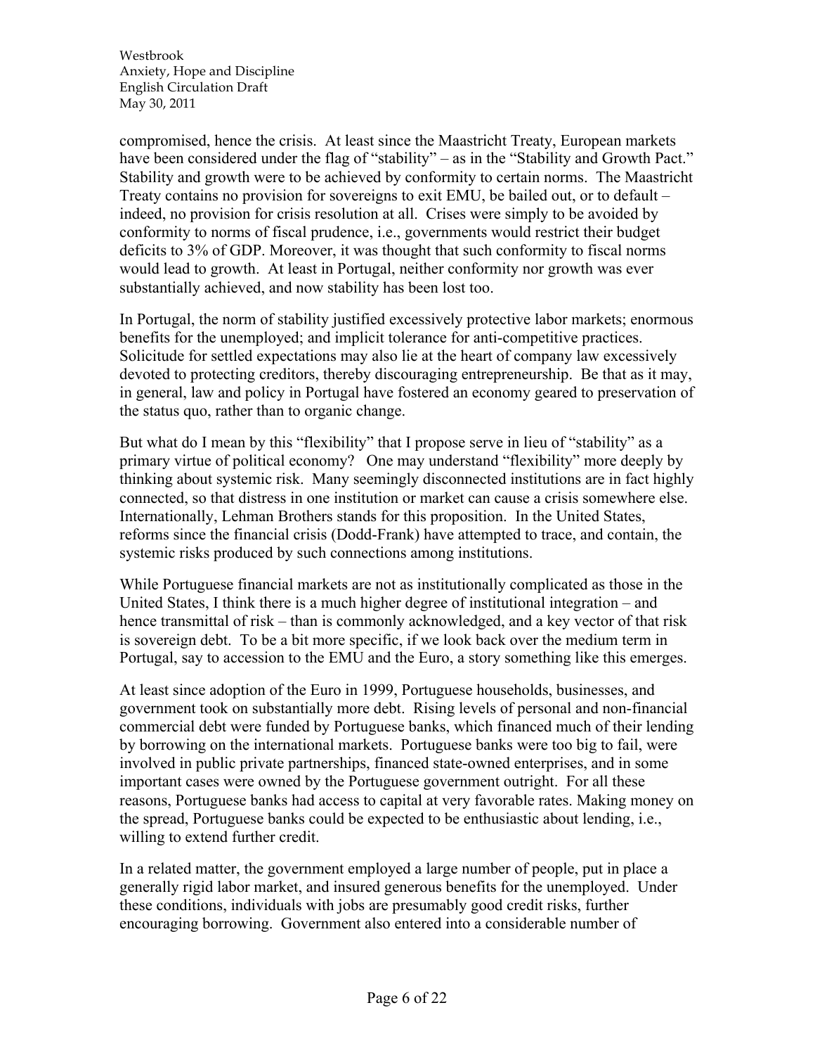compromised, hence the crisis. At least since the Maastricht Treaty, European markets have been considered under the flag of "stability" – as in the "Stability and Growth Pact." Stability and growth were to be achieved by conformity to certain norms. The Maastricht Treaty contains no provision for sovereigns to exit EMU, be bailed out, or to default – indeed, no provision for crisis resolution at all. Crises were simply to be avoided by conformity to norms of fiscal prudence, i.e., governments would restrict their budget deficits to 3% of GDP. Moreover, it was thought that such conformity to fiscal norms would lead to growth. At least in Portugal, neither conformity nor growth was ever substantially achieved, and now stability has been lost too.

In Portugal, the norm of stability justified excessively protective labor markets; enormous benefits for the unemployed; and implicit tolerance for anti-competitive practices. Solicitude for settled expectations may also lie at the heart of company law excessively devoted to protecting creditors, thereby discouraging entrepreneurship. Be that as it may, in general, law and policy in Portugal have fostered an economy geared to preservation of the status quo, rather than to organic change.

But what do I mean by this "flexibility" that I propose serve in lieu of "stability" as a primary virtue of political economy? One may understand "flexibility" more deeply by thinking about systemic risk. Many seemingly disconnected institutions are in fact highly connected, so that distress in one institution or market can cause a crisis somewhere else. Internationally, Lehman Brothers stands for this proposition. In the United States, reforms since the financial crisis (Dodd-Frank) have attempted to trace, and contain, the systemic risks produced by such connections among institutions.

While Portuguese financial markets are not as institutionally complicated as those in the United States, I think there is a much higher degree of institutional integration – and hence transmittal of risk – than is commonly acknowledged, and a key vector of that risk is sovereign debt. To be a bit more specific, if we look back over the medium term in Portugal, say to accession to the EMU and the Euro, a story something like this emerges.

At least since adoption of the Euro in 1999, Portuguese households, businesses, and government took on substantially more debt. Rising levels of personal and non-financial commercial debt were funded by Portuguese banks, which financed much of their lending by borrowing on the international markets. Portuguese banks were too big to fail, were involved in public private partnerships, financed state-owned enterprises, and in some important cases were owned by the Portuguese government outright. For all these reasons, Portuguese banks had access to capital at very favorable rates. Making money on the spread, Portuguese banks could be expected to be enthusiastic about lending, i.e., willing to extend further credit.

In a related matter, the government employed a large number of people, put in place a generally rigid labor market, and insured generous benefits for the unemployed. Under these conditions, individuals with jobs are presumably good credit risks, further encouraging borrowing. Government also entered into a considerable number of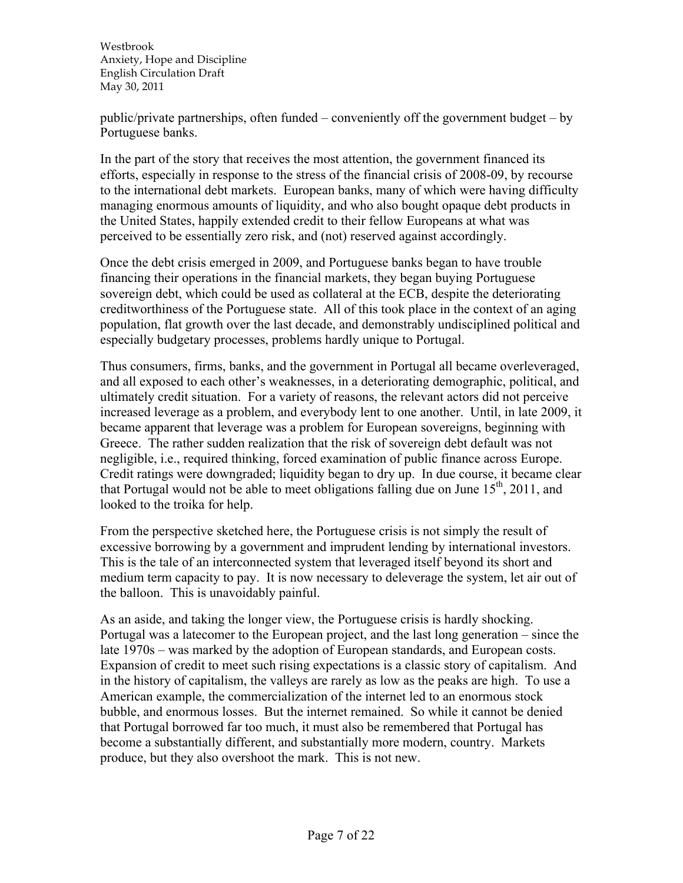public/private partnerships, often funded – conveniently off the government budget – by Portuguese banks.

In the part of the story that receives the most attention, the government financed its efforts, especially in response to the stress of the financial crisis of 2008-09, by recourse to the international debt markets. European banks, many of which were having difficulty managing enormous amounts of liquidity, and who also bought opaque debt products in the United States, happily extended credit to their fellow Europeans at what was perceived to be essentially zero risk, and (not) reserved against accordingly.

Once the debt crisis emerged in 2009, and Portuguese banks began to have trouble financing their operations in the financial markets, they began buying Portuguese sovereign debt, which could be used as collateral at the ECB, despite the deteriorating creditworthiness of the Portuguese state. All of this took place in the context of an aging population, flat growth over the last decade, and demonstrably undisciplined political and especially budgetary processes, problems hardly unique to Portugal.

Thus consumers, firms, banks, and the government in Portugal all became overleveraged, and all exposed to each other's weaknesses, in a deteriorating demographic, political, and ultimately credit situation. For a variety of reasons, the relevant actors did not perceive increased leverage as a problem, and everybody lent to one another. Until, in late 2009, it became apparent that leverage was a problem for European sovereigns, beginning with Greece. The rather sudden realization that the risk of sovereign debt default was not negligible, i.e., required thinking, forced examination of public finance across Europe. Credit ratings were downgraded; liquidity began to dry up. In due course, it became clear that Portugal would not be able to meet obligations falling due on June 15th, 2011, and looked to the troika for help.

From the perspective sketched here, the Portuguese crisis is not simply the result of excessive borrowing by a government and imprudent lending by international investors. This is the tale of an interconnected system that leveraged itself beyond its short and medium term capacity to pay. It is now necessary to deleverage the system, let air out of the balloon. This is unavoidably painful.

As an aside, and taking the longer view, the Portuguese crisis is hardly shocking. Portugal was a latecomer to the European project, and the last long generation – since the late 1970s – was marked by the adoption of European standards, and European costs. Expansion of credit to meet such rising expectations is a classic story of capitalism. And in the history of capitalism, the valleys are rarely as low as the peaks are high. To use a American example, the commercialization of the internet led to an enormous stock bubble, and enormous losses. But the internet remained. So while it cannot be denied that Portugal borrowed far too much, it must also be remembered that Portugal has become a substantially different, and substantially more modern, country. Markets produce, but they also overshoot the mark. This is not new.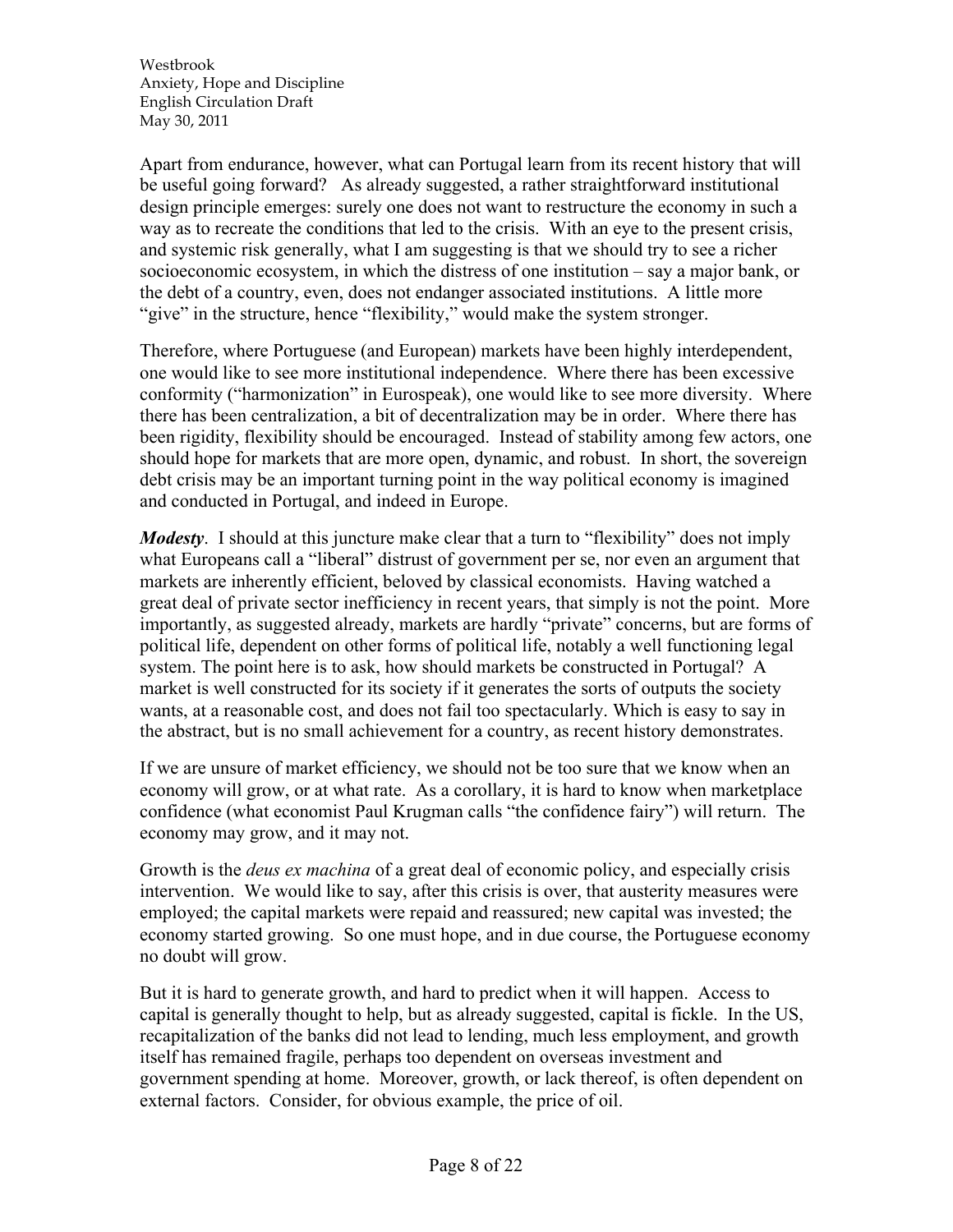Apart from endurance, however, what can Portugal learn from its recent history that will be useful going forward? As already suggested, a rather straightforward institutional design principle emerges: surely one does not want to restructure the economy in such a way as to recreate the conditions that led to the crisis. With an eye to the present crisis, and systemic risk generally, what I am suggesting is that we should try to see a richer socioeconomic ecosystem, in which the distress of one institution – say a major bank, or the debt of a country, even, does not endanger associated institutions. A little more "give" in the structure, hence "flexibility," would make the system stronger.

Therefore, where Portuguese (and European) markets have been highly interdependent, one would like to see more institutional independence. Where there has been excessive conformity ("harmonization" in Eurospeak), one would like to see more diversity. Where there has been centralization, a bit of decentralization may be in order. Where there has been rigidity, flexibility should be encouraged. Instead of stability among few actors, one should hope for markets that are more open, dynamic, and robust. In short, the sovereign debt crisis may be an important turning point in the way political economy is imagined and conducted in Portugal, and indeed in Europe.

***Modesty***. I should at this juncture make clear that a turn to "flexibility" does not imply what Europeans call a "liberal" distrust of government per se, nor even an argument that markets are inherently efficient, beloved by classical economists. Having watched a great deal of private sector inefficiency in recent years, that simply is not the point. More importantly, as suggested already, markets are hardly "private" concerns, but are forms of political life, dependent on other forms of political life, notably a well functioning legal system. The point here is to ask, how should markets be constructed in Portugal? A market is well constructed for its society if it generates the sorts of outputs the society wants, at a reasonable cost, and does not fail too spectacularly. Which is easy to say in the abstract, but is no small achievement for a country, as recent history demonstrates.

If we are unsure of market efficiency, we should not be too sure that we know when an economy will grow, or at what rate. As a corollary, it is hard to know when marketplace confidence (what economist Paul Krugman calls "the confidence fairy") will return. The economy may grow, and it may not.

Growth is the *deus ex machina* of a great deal of economic policy, and especially crisis intervention. We would like to say, after this crisis is over, that austerity measures were employed; the capital markets were repaid and reassured; new capital was invested; the economy started growing. So one must hope, and in due course, the Portuguese economy no doubt will grow.

But it is hard to generate growth, and hard to predict when it will happen. Access to capital is generally thought to help, but as already suggested, capital is fickle. In the US, recapitalization of the banks did not lead to lending, much less employment, and growth itself has remained fragile, perhaps too dependent on overseas investment and government spending at home. Moreover, growth, or lack thereof, is often dependent on external factors. Consider, for obvious example, the price of oil.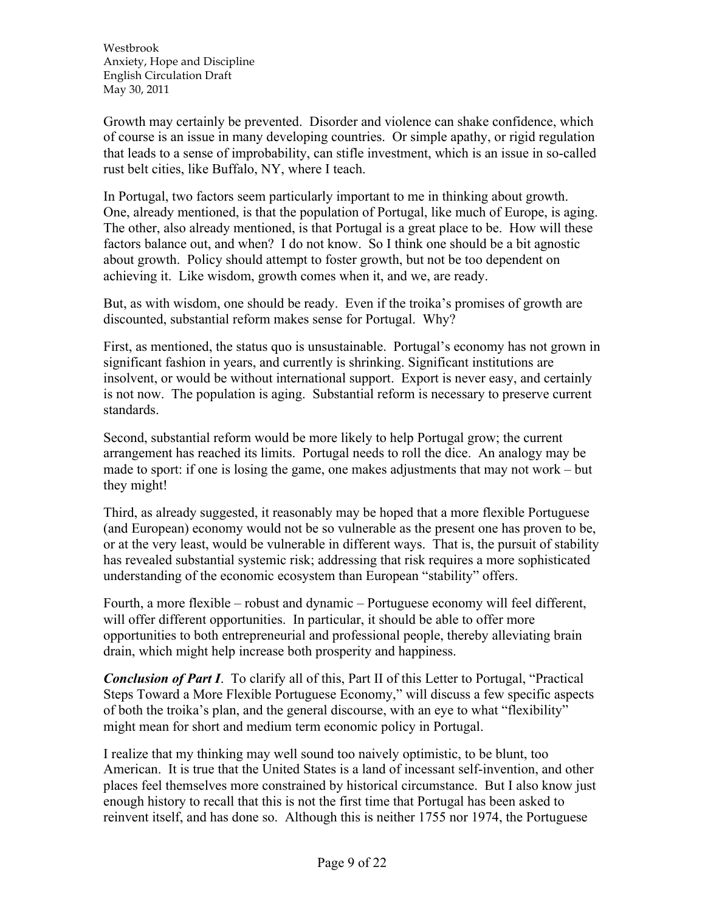Growth may certainly be prevented. Disorder and violence can shake confidence, which of course is an issue in many developing countries. Or simple apathy, or rigid regulation that leads to a sense of improbability, can stifle investment, which is an issue in so-called rust belt cities, like Buffalo, NY, where I teach.

In Portugal, two factors seem particularly important to me in thinking about growth. One, already mentioned, is that the population of Portugal, like much of Europe, is aging. The other, also already mentioned, is that Portugal is a great place to be. How will these factors balance out, and when? I do not know. So I think one should be a bit agnostic about growth. Policy should attempt to foster growth, but not be too dependent on achieving it. Like wisdom, growth comes when it, and we, are ready.

But, as with wisdom, one should be ready. Even if the troika's promises of growth are discounted, substantial reform makes sense for Portugal. Why?

First, as mentioned, the status quo is unsustainable. Portugal's economy has not grown in significant fashion in years, and currently is shrinking. Significant institutions are insolvent, or would be without international support. Export is never easy, and certainly is not now. The population is aging. Substantial reform is necessary to preserve current standards.

Second, substantial reform would be more likely to help Portugal grow; the current arrangement has reached its limits. Portugal needs to roll the dice. An analogy may be made to sport: if one is losing the game, one makes adjustments that may not work – but they might!

Third, as already suggested, it reasonably may be hoped that a more flexible Portuguese (and European) economy would not be so vulnerable as the present one has proven to be, or at the very least, would be vulnerable in different ways. That is, the pursuit of stability has revealed substantial systemic risk; addressing that risk requires a more sophisticated understanding of the economic ecosystem than European "stability" offers.

Fourth, a more flexible – robust and dynamic – Portuguese economy will feel different, will offer different opportunities. In particular, it should be able to offer more opportunities to both entrepreneurial and professional people, thereby alleviating brain drain, which might help increase both prosperity and happiness.

***Conclusion of Part I***. To clarify all of this, Part II of this Letter to Portugal, "Practical Steps Toward a More Flexible Portuguese Economy," will discuss a few specific aspects of both the troika's plan, and the general discourse, with an eye to what "flexibility" might mean for short and medium term economic policy in Portugal.

I realize that my thinking may well sound too naively optimistic, to be blunt, too American. It is true that the United States is a land of incessant self-invention, and other places feel themselves more constrained by historical circumstance. But I also know just enough history to recall that this is not the first time that Portugal has been asked to reinvent itself, and has done so. Although this is neither 1755 nor 1974, the Portuguese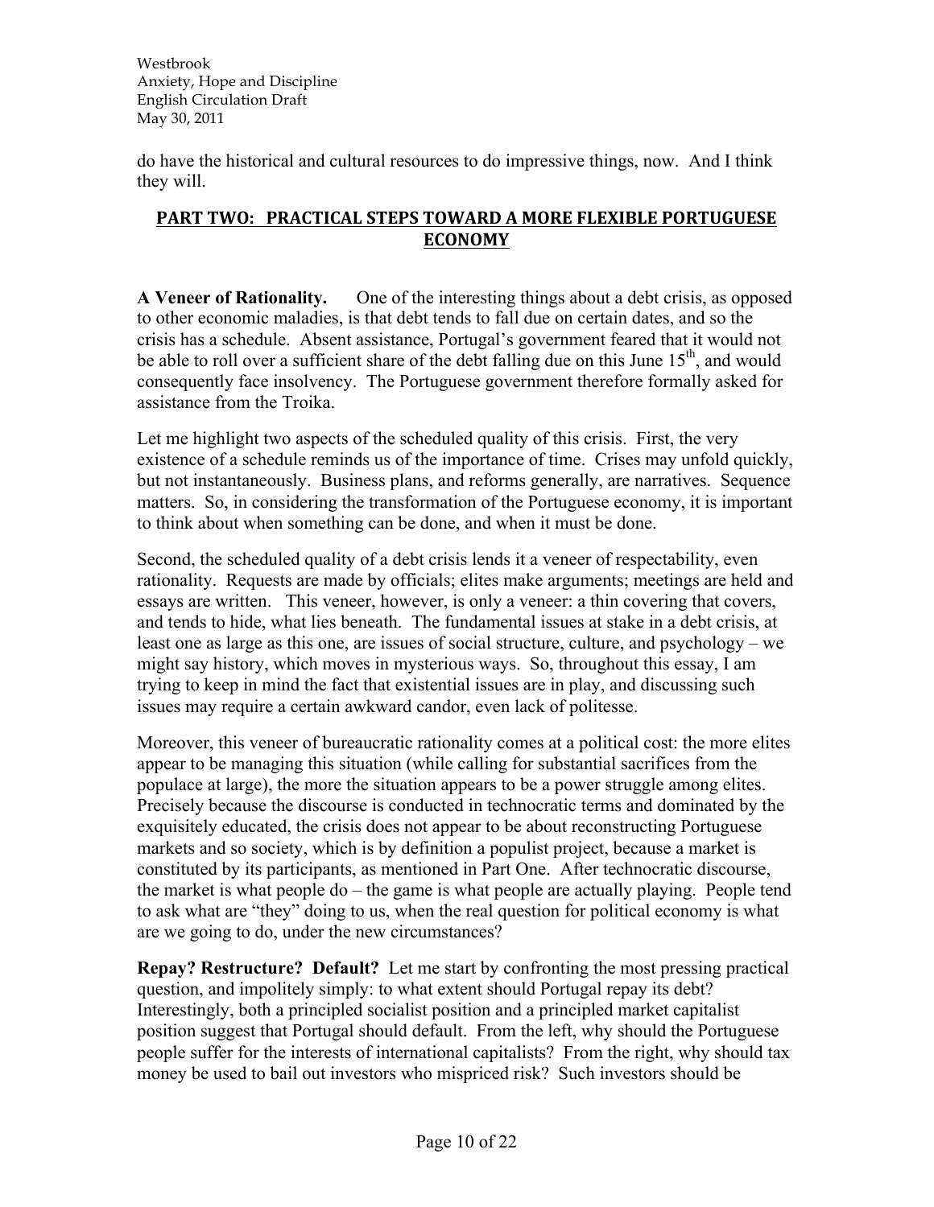do have the historical and cultural resources to do impressive things, now. And I think they will.

## PART TWO: PRACTICAL STEPS TOWARD A MORE FLEXIBLE PORTUGUESE ECONOMY

**A Veneer of Rationality.** One of the interesting things about a debt crisis, as opposed to other economic maladies, is that debt tends to fall due on certain dates, and so the crisis has a schedule. Absent assistance, Portugal's government feared that it would not be able to roll over a sufficient share of the debt falling due on this June 15th, and would consequently face insolvency. The Portuguese government therefore formally asked for assistance from the Troika.

Let me highlight two aspects of the scheduled quality of this crisis. First, the very existence of a schedule reminds us of the importance of time. Crises may unfold quickly, but not instantaneously. Business plans, and reforms generally, are narratives. Sequence matters. So, in considering the transformation of the Portuguese economy, it is important to think about when something can be done, and when it must be done.

Second, the scheduled quality of a debt crisis lends it a veneer of respectability, even rationality. Requests are made by officials; elites make arguments; meetings are held and essays are written. This veneer, however, is only a veneer: a thin covering that covers, and tends to hide, what lies beneath. The fundamental issues at stake in a debt crisis, at least one as large as this one, are issues of social structure, culture, and psychology – we might say history, which moves in mysterious ways. So, throughout this essay, I am trying to keep in mind the fact that existential issues are in play, and discussing such issues may require a certain awkward candor, even lack of politesse.

Moreover, this veneer of bureaucratic rationality comes at a political cost: the more elites appear to be managing this situation (while calling for substantial sacrifices from the populace at large), the more the situation appears to be a power struggle among elites. Precisely because the discourse is conducted in technocratic terms and dominated by the exquisitely educated, the crisis does not appear to be about reconstructing Portuguese markets and so society, which is by definition a populist project, because a market is constituted by its participants, as mentioned in Part One. After technocratic discourse, the market is what people do – the game is what people are actually playing. People tend to ask what are "they" doing to us, when the real question for political economy is what are we going to do, under the new circumstances?

**Repay? Restructure? Default?** Let me start by confronting the most pressing practical question, and impolitely simply: to what extent should Portugal repay its debt? Interestingly, both a principled socialist position and a principled market capitalist position suggest that Portugal should default. From the left, why should the Portuguese people suffer for the interests of international capitalists? From the right, why should tax money be used to bail out investors who mispriced risk? Such investors should be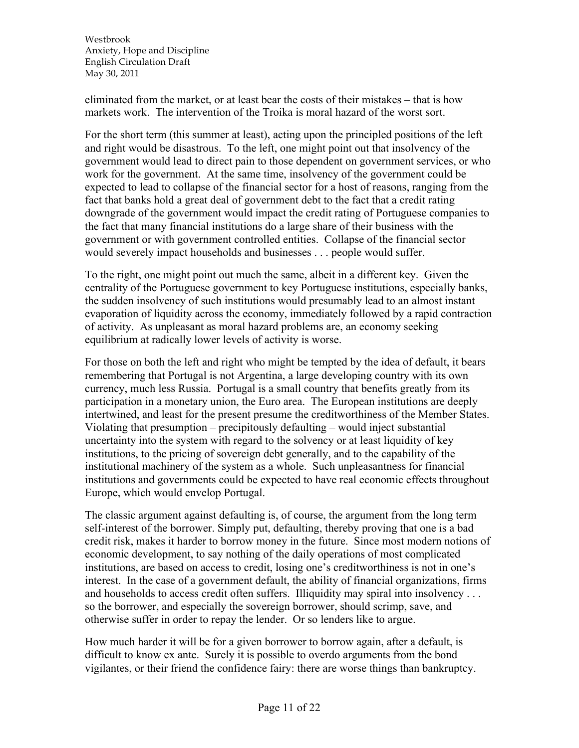eliminated from the market, or at least bear the costs of their mistakes – that is how markets work. The intervention of the Troika is moral hazard of the worst sort.

For the short term (this summer at least), acting upon the principled positions of the left and right would be disastrous. To the left, one might point out that insolvency of the government would lead to direct pain to those dependent on government services, or who work for the government. At the same time, insolvency of the government could be expected to lead to collapse of the financial sector for a host of reasons, ranging from the fact that banks hold a great deal of government debt to the fact that a credit rating downgrade of the government would impact the credit rating of Portuguese companies to the fact that many financial institutions do a large share of their business with the government or with government controlled entities. Collapse of the financial sector would severely impact households and businesses . . . people would suffer.

To the right, one might point out much the same, albeit in a different key. Given the centrality of the Portuguese government to key Portuguese institutions, especially banks, the sudden insolvency of such institutions would presumably lead to an almost instant evaporation of liquidity across the economy, immediately followed by a rapid contraction of activity. As unpleasant as moral hazard problems are, an economy seeking equilibrium at radically lower levels of activity is worse.

For those on both the left and right who might be tempted by the idea of default, it bears remembering that Portugal is not Argentina, a large developing country with its own currency, much less Russia. Portugal is a small country that benefits greatly from its participation in a monetary union, the Euro area. The European institutions are deeply intertwined, and least for the present presume the creditworthiness of the Member States. Violating that presumption – precipitously defaulting – would inject substantial uncertainty into the system with regard to the solvency or at least liquidity of key institutions, to the pricing of sovereign debt generally, and to the capability of the institutional machinery of the system as a whole. Such unpleasantness for financial institutions and governments could be expected to have real economic effects throughout Europe, which would envelop Portugal.

The classic argument against defaulting is, of course, the argument from the long term self-interest of the borrower. Simply put, defaulting, thereby proving that one is a bad credit risk, makes it harder to borrow money in the future. Since most modern notions of economic development, to say nothing of the daily operations of most complicated institutions, are based on access to credit, losing one's creditworthiness is not in one's interest. In the case of a government default, the ability of financial organizations, firms and households to access credit often suffers. Illiquidity may spiral into insolvency . . . so the borrower, and especially the sovereign borrower, should scrimp, save, and otherwise suffer in order to repay the lender. Or so lenders like to argue.

How much harder it will be for a given borrower to borrow again, after a default, is difficult to know ex ante. Surely it is possible to overdo arguments from the bond vigilantes, or their friend the confidence fairy: there are worse things than bankruptcy.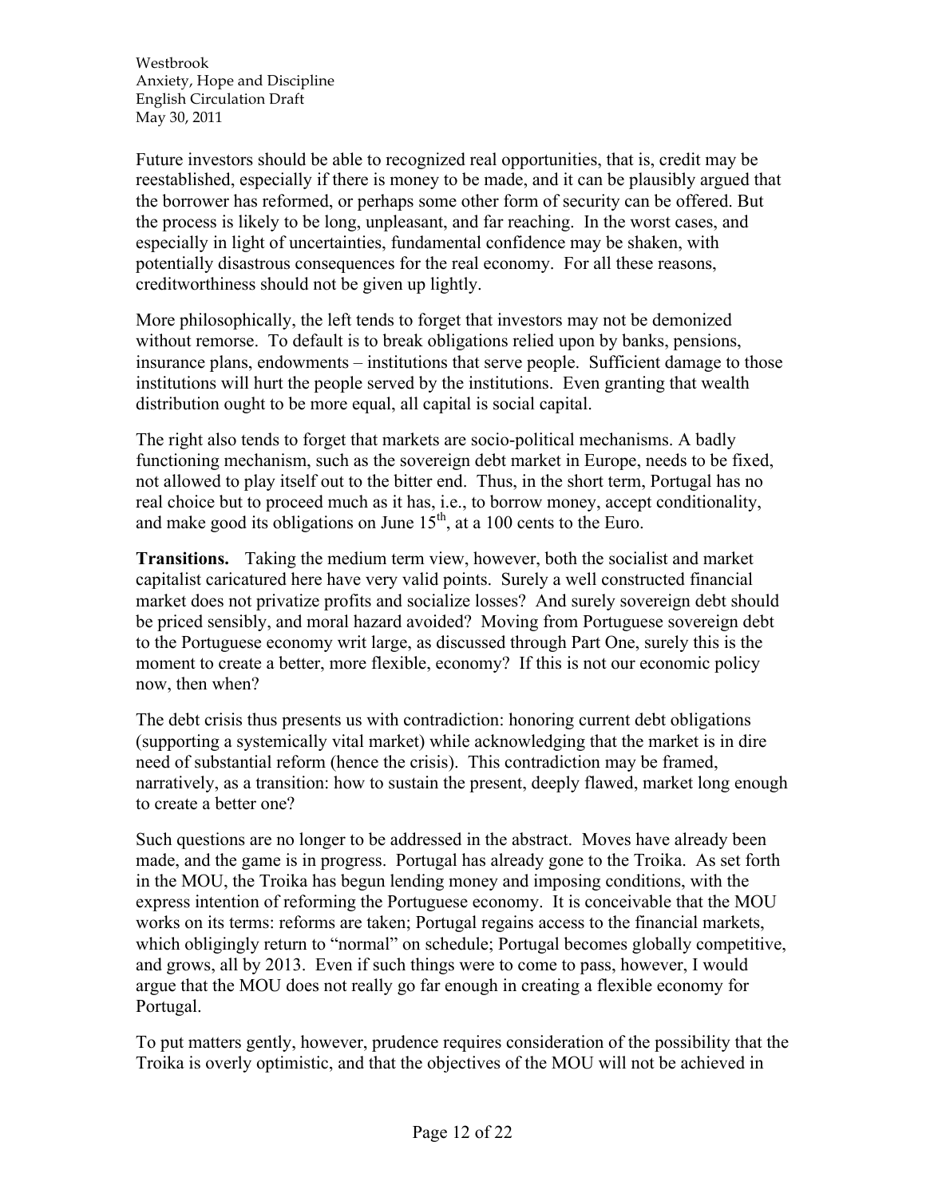Future investors should be able to recognized real opportunities, that is, credit may be reestablished, especially if there is money to be made, and it can be plausibly argued that the borrower has reformed, or perhaps some other form of security can be offered. But the process is likely to be long, unpleasant, and far reaching. In the worst cases, and especially in light of uncertainties, fundamental confidence may be shaken, with potentially disastrous consequences for the real economy. For all these reasons, creditworthiness should not be given up lightly.

More philosophically, the left tends to forget that investors may not be demonized without remorse. To default is to break obligations relied upon by banks, pensions, insurance plans, endowments – institutions that serve people. Sufficient damage to those institutions will hurt the people served by the institutions. Even granting that wealth distribution ought to be more equal, all capital is social capital.

The right also tends to forget that markets are socio-political mechanisms. A badly functioning mechanism, such as the sovereign debt market in Europe, needs to be fixed, not allowed to play itself out to the bitter end. Thus, in the short term, Portugal has no real choice but to proceed much as it has, i.e., to borrow money, accept conditionality, and make good its obligations on June 15th, at a 100 cents to the Euro.

**Transitions.** Taking the medium term view, however, both the socialist and market capitalist caricatured here have very valid points. Surely a well constructed financial market does not privatize profits and socialize losses? And surely sovereign debt should be priced sensibly, and moral hazard avoided? Moving from Portuguese sovereign debt to the Portuguese economy writ large, as discussed through Part One, surely this is the moment to create a better, more flexible, economy? If this is not our economic policy now, then when?

The debt crisis thus presents us with contradiction: honoring current debt obligations (supporting a systemically vital market) while acknowledging that the market is in dire need of substantial reform (hence the crisis). This contradiction may be framed, narratively, as a transition: how to sustain the present, deeply flawed, market long enough to create a better one?

Such questions are no longer to be addressed in the abstract. Moves have already been made, and the game is in progress. Portugal has already gone to the Troika. As set forth in the MOU, the Troika has begun lending money and imposing conditions, with the express intention of reforming the Portuguese economy. It is conceivable that the MOU works on its terms: reforms are taken; Portugal regains access to the financial markets, which obligingly return to "normal" on schedule; Portugal becomes globally competitive, and grows, all by 2013. Even if such things were to come to pass, however, I would argue that the MOU does not really go far enough in creating a flexible economy for Portugal.

To put matters gently, however, prudence requires consideration of the possibility that the Troika is overly optimistic, and that the objectives of the MOU will not be achieved in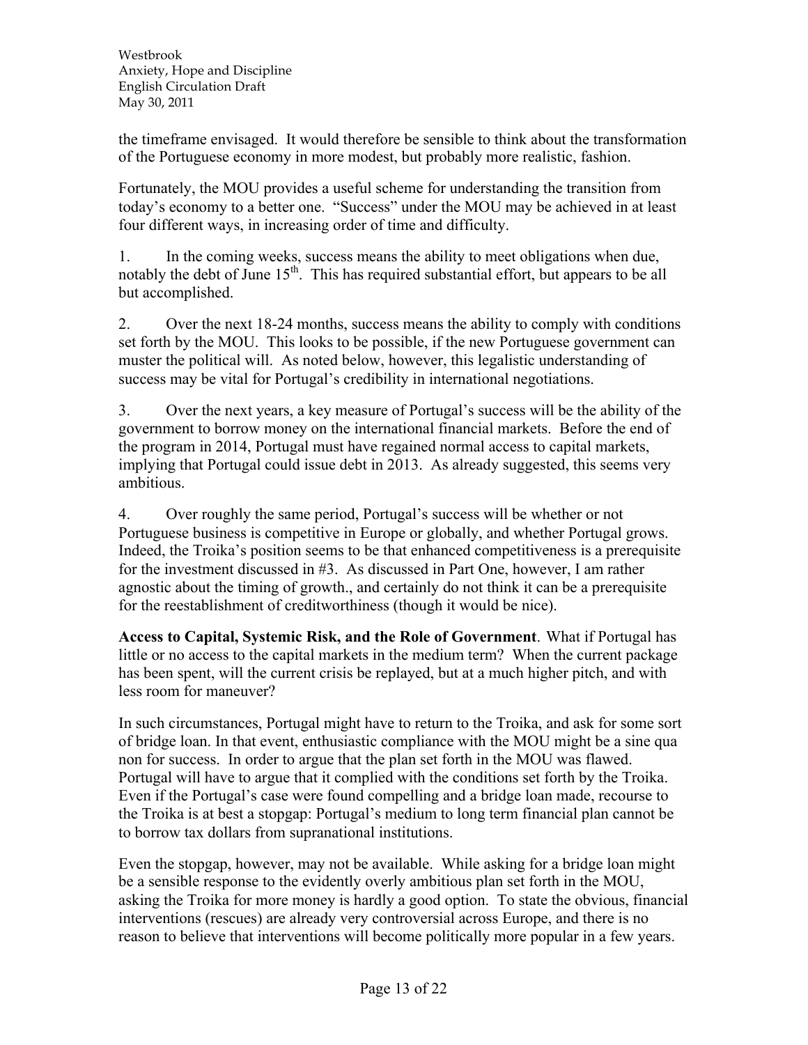the timeframe envisaged. It would therefore be sensible to think about the transformation of the Portuguese economy in more modest, but probably more realistic, fashion.

Fortunately, the MOU provides a useful scheme for understanding the transition from today's economy to a better one. "Success" under the MOU may be achieved in at least four different ways, in increasing order of time and difficulty.

1. In the coming weeks, success means the ability to meet obligations when due, notably the debt of June 15th. This has required substantial effort, but appears to be all but accomplished.

2. Over the next 18-24 months, success means the ability to comply with conditions set forth by the MOU. This looks to be possible, if the new Portuguese government can muster the political will. As noted below, however, this legalistic understanding of success may be vital for Portugal's credibility in international negotiations.

3. Over the next years, a key measure of Portugal's success will be the ability of the government to borrow money on the international financial markets. Before the end of the program in 2014, Portugal must have regained normal access to capital markets, implying that Portugal could issue debt in 2013. As already suggested, this seems very ambitious.

4. Over roughly the same period, Portugal's success will be whether or not Portuguese business is competitive in Europe or globally, and whether Portugal grows. Indeed, the Troika's position seems to be that enhanced competitiveness is a prerequisite for the investment discussed in #3. As discussed in Part One, however, I am rather agnostic about the timing of growth., and certainly do not think it can be a prerequisite for the reestablishment of creditworthiness (though it would be nice).

**Access to Capital, Systemic Risk, and the Role of Government**. What if Portugal has little or no access to the capital markets in the medium term? When the current package has been spent, will the current crisis be replayed, but at a much higher pitch, and with less room for maneuver?

In such circumstances, Portugal might have to return to the Troika, and ask for some sort of bridge loan. In that event, enthusiastic compliance with the MOU might be a sine qua non for success. In order to argue that the plan set forth in the MOU was flawed. Portugal will have to argue that it complied with the conditions set forth by the Troika. Even if the Portugal's case were found compelling and a bridge loan made, recourse to the Troika is at best a stopgap: Portugal's medium to long term financial plan cannot be to borrow tax dollars from supranational institutions.

Even the stopgap, however, may not be available. While asking for a bridge loan might be a sensible response to the evidently overly ambitious plan set forth in the MOU, asking the Troika for more money is hardly a good option. To state the obvious, financial interventions (rescues) are already very controversial across Europe, and there is no reason to believe that interventions will become politically more popular in a few years.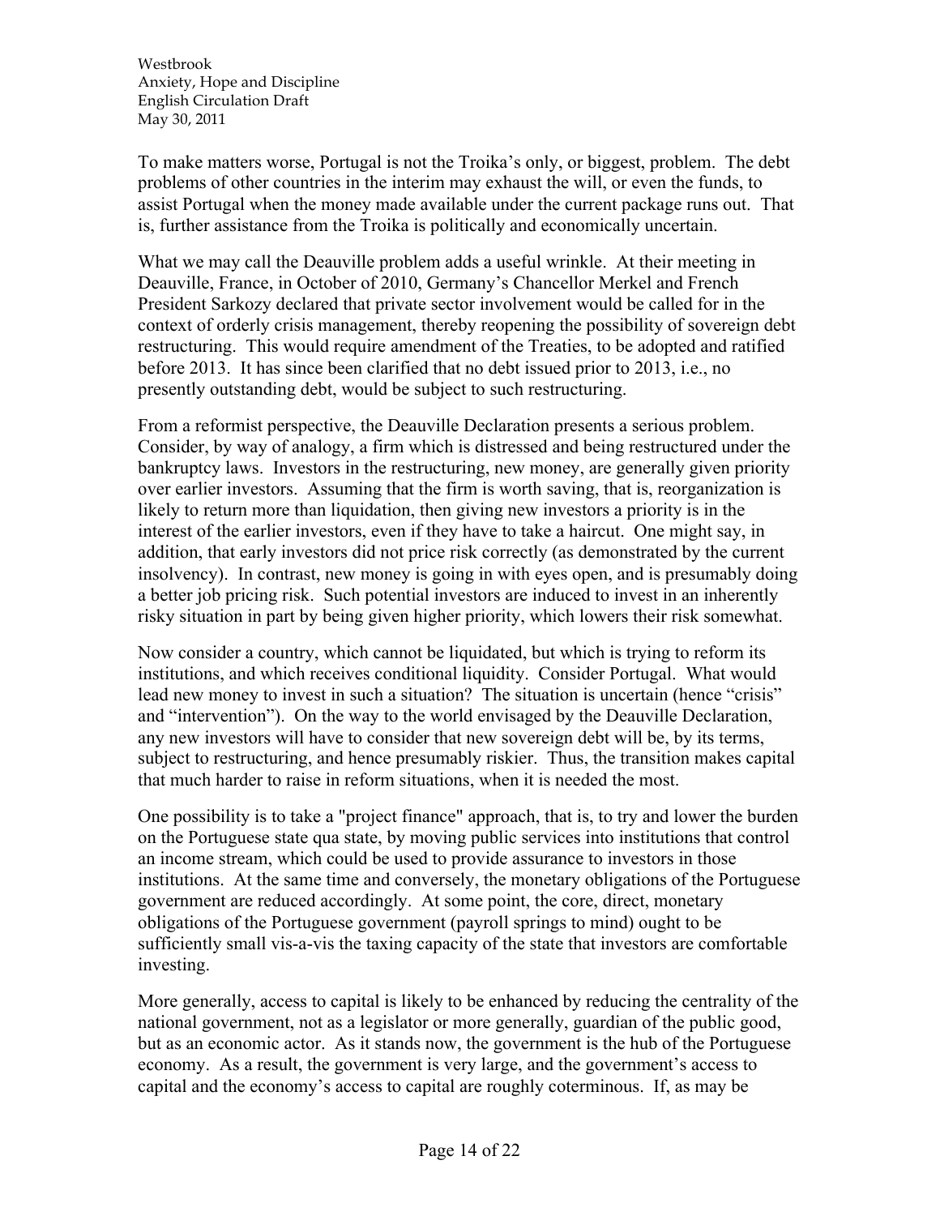To make matters worse, Portugal is not the Troika's only, or biggest, problem. The debt problems of other countries in the interim may exhaust the will, or even the funds, to assist Portugal when the money made available under the current package runs out. That is, further assistance from the Troika is politically and economically uncertain.

What we may call the Deauville problem adds a useful wrinkle. At their meeting in Deauville, France, in October of 2010, Germany's Chancellor Merkel and French President Sarkozy declared that private sector involvement would be called for in the context of orderly crisis management, thereby reopening the possibility of sovereign debt restructuring. This would require amendment of the Treaties, to be adopted and ratified before 2013. It has since been clarified that no debt issued prior to 2013, i.e., no presently outstanding debt, would be subject to such restructuring.

From a reformist perspective, the Deauville Declaration presents a serious problem. Consider, by way of analogy, a firm which is distressed and being restructured under the bankruptcy laws. Investors in the restructuring, new money, are generally given priority over earlier investors. Assuming that the firm is worth saving, that is, reorganization is likely to return more than liquidation, then giving new investors a priority is in the interest of the earlier investors, even if they have to take a haircut. One might say, in addition, that early investors did not price risk correctly (as demonstrated by the current insolvency). In contrast, new money is going in with eyes open, and is presumably doing a better job pricing risk. Such potential investors are induced to invest in an inherently risky situation in part by being given higher priority, which lowers their risk somewhat.

Now consider a country, which cannot be liquidated, but which is trying to reform its institutions, and which receives conditional liquidity. Consider Portugal. What would lead new money to invest in such a situation? The situation is uncertain (hence "crisis" and "intervention"). On the way to the world envisaged by the Deauville Declaration, any new investors will have to consider that new sovereign debt will be, by its terms, subject to restructuring, and hence presumably riskier. Thus, the transition makes capital that much harder to raise in reform situations, when it is needed the most.

One possibility is to take a "project finance" approach, that is, to try and lower the burden on the Portuguese state qua state, by moving public services into institutions that control an income stream, which could be used to provide assurance to investors in those institutions. At the same time and conversely, the monetary obligations of the Portuguese government are reduced accordingly. At some point, the core, direct, monetary obligations of the Portuguese government (payroll springs to mind) ought to be sufficiently small vis-a-vis the taxing capacity of the state that investors are comfortable investing.

More generally, access to capital is likely to be enhanced by reducing the centrality of the national government, not as a legislator or more generally, guardian of the public good, but as an economic actor. As it stands now, the government is the hub of the Portuguese economy. As a result, the government is very large, and the government's access to capital and the economy's access to capital are roughly coterminous. If, as may be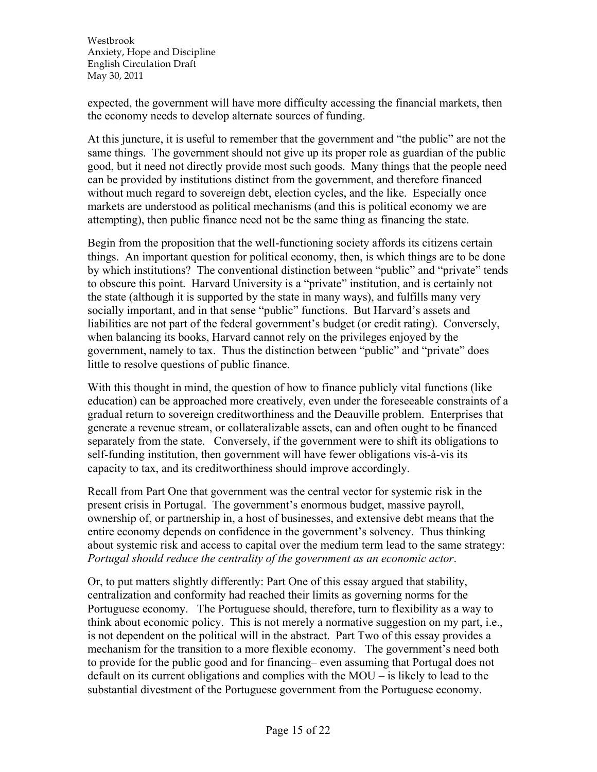expected, the government will have more difficulty accessing the financial markets, then the economy needs to develop alternate sources of funding.

At this juncture, it is useful to remember that the government and "the public" are not the same things. The government should not give up its proper role as guardian of the public good, but it need not directly provide most such goods. Many things that the people need can be provided by institutions distinct from the government, and therefore financed without much regard to sovereign debt, election cycles, and the like. Especially once markets are understood as political mechanisms (and this is political economy we are attempting), then public finance need not be the same thing as financing the state.

Begin from the proposition that the well-functioning society affords its citizens certain things. An important question for political economy, then, is which things are to be done by which institutions? The conventional distinction between "public" and "private" tends to obscure this point. Harvard University is a "private" institution, and is certainly not the state (although it is supported by the state in many ways), and fulfills many very socially important, and in that sense "public" functions. But Harvard's assets and liabilities are not part of the federal government's budget (or credit rating). Conversely, when balancing its books, Harvard cannot rely on the privileges enjoyed by the government, namely to tax. Thus the distinction between "public" and "private" does little to resolve questions of public finance.

With this thought in mind, the question of how to finance publicly vital functions (like education) can be approached more creatively, even under the foreseeable constraints of a gradual return to sovereign creditworthiness and the Deauville problem. Enterprises that generate a revenue stream, or collateralizable assets, can and often ought to be financed separately from the state. Conversely, if the government were to shift its obligations to self-funding institution, then government will have fewer obligations vis-à-vis its capacity to tax, and its creditworthiness should improve accordingly.

Recall from Part One that government was the central vector for systemic risk in the present crisis in Portugal. The government's enormous budget, massive payroll, ownership of, or partnership in, a host of businesses, and extensive debt means that the entire economy depends on confidence in the government's solvency. Thus thinking about systemic risk and access to capital over the medium term lead to the same strategy: *Portugal should reduce the centrality of the government as an economic actor*.

Or, to put matters slightly differently: Part One of this essay argued that stability, centralization and conformity had reached their limits as governing norms for the Portuguese economy. The Portuguese should, therefore, turn to flexibility as a way to think about economic policy. This is not merely a normative suggestion on my part, i.e., is not dependent on the political will in the abstract. Part Two of this essay provides a mechanism for the transition to a more flexible economy. The government's need both to provide for the public good and for financing– even assuming that Portugal does not default on its current obligations and complies with the MOU – is likely to lead to the substantial divestment of the Portuguese government from the Portuguese economy.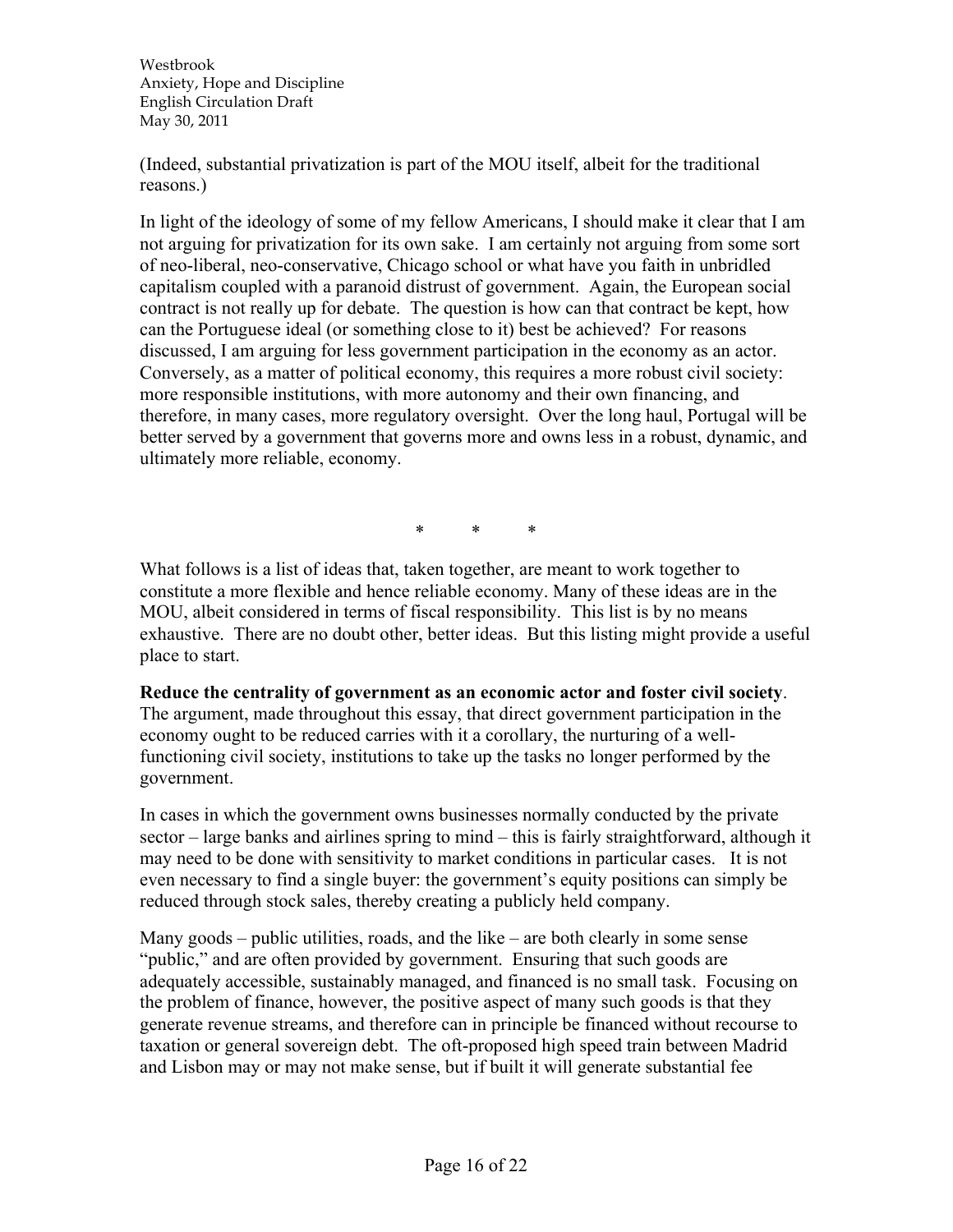(Indeed, substantial privatization is part of the MOU itself, albeit for the traditional reasons.)

In light of the ideology of some of my fellow Americans, I should make it clear that I am not arguing for privatization for its own sake. I am certainly not arguing from some sort of neo-liberal, neo-conservative, Chicago school or what have you faith in unbridled capitalism coupled with a paranoid distrust of government. Again, the European social contract is not really up for debate. The question is how can that contract be kept, how can the Portuguese ideal (or something close to it) best be achieved? For reasons discussed, I am arguing for less government participation in the economy as an actor. Conversely, as a matter of political economy, this requires a more robust civil society: more responsible institutions, with more autonomy and their own financing, and therefore, in many cases, more regulatory oversight. Over the long haul, Portugal will be better served by a government that governs more and owns less in a robust, dynamic, and ultimately more reliable, economy.

\* \* \*

What follows is a list of ideas that, taken together, are meant to work together to constitute a more flexible and hence reliable economy. Many of these ideas are in the MOU, albeit considered in terms of fiscal responsibility. This list is by no means exhaustive. There are no doubt other, better ideas. But this listing might provide a useful place to start.

**Reduce the centrality of government as an economic actor and foster civil society**. The argument, made throughout this essay, that direct government participation in the economy ought to be reduced carries with it a corollary, the nurturing of a well-functioning civil society, institutions to take up the tasks no longer performed by the government.

In cases in which the government owns businesses normally conducted by the private sector – large banks and airlines spring to mind – this is fairly straightforward, although it may need to be done with sensitivity to market conditions in particular cases. It is not even necessary to find a single buyer: the government's equity positions can simply be reduced through stock sales, thereby creating a publicly held company.

Many goods – public utilities, roads, and the like – are both clearly in some sense "public," and are often provided by government. Ensuring that such goods are adequately accessible, sustainably managed, and financed is no small task. Focusing on the problem of finance, however, the positive aspect of many such goods is that they generate revenue streams, and therefore can in principle be financed without recourse to taxation or general sovereign debt. The oft-proposed high speed train between Madrid and Lisbon may or may not make sense, but if built it will generate substantial fee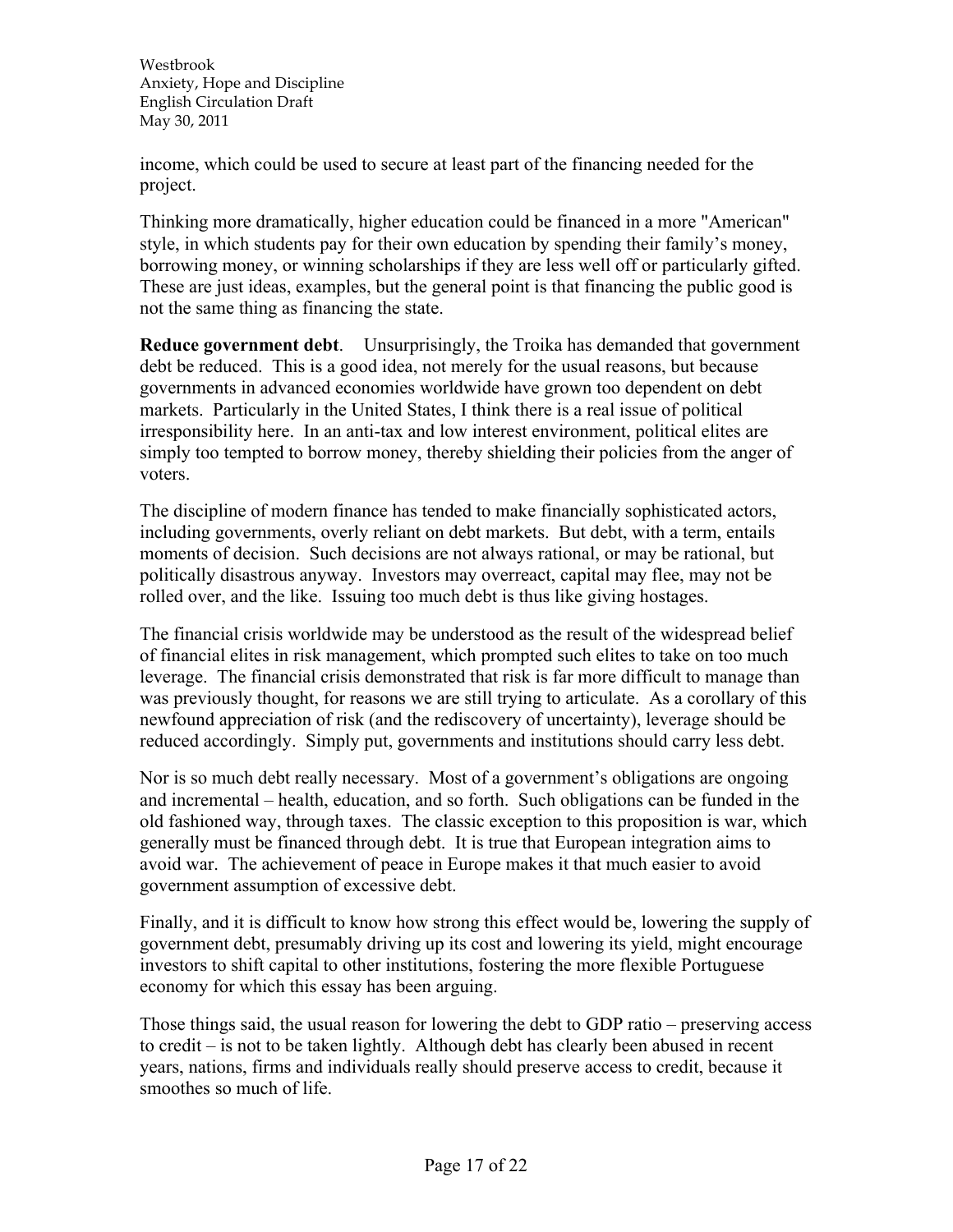income, which could be used to secure at least part of the financing needed for the project.

Thinking more dramatically, higher education could be financed in a more "American" style, in which students pay for their own education by spending their family's money, borrowing money, or winning scholarships if they are less well off or particularly gifted. These are just ideas, examples, but the general point is that financing the public good is not the same thing as financing the state.

**Reduce government debt**. Unsurprisingly, the Troika has demanded that government debt be reduced. This is a good idea, not merely for the usual reasons, but because governments in advanced economies worldwide have grown too dependent on debt markets. Particularly in the United States, I think there is a real issue of political irresponsibility here. In an anti-tax and low interest environment, political elites are simply too tempted to borrow money, thereby shielding their policies from the anger of voters.

The discipline of modern finance has tended to make financially sophisticated actors, including governments, overly reliant on debt markets. But debt, with a term, entails moments of decision. Such decisions are not always rational, or may be rational, but politically disastrous anyway. Investors may overreact, capital may flee, may not be rolled over, and the like. Issuing too much debt is thus like giving hostages.

The financial crisis worldwide may be understood as the result of the widespread belief of financial elites in risk management, which prompted such elites to take on too much leverage. The financial crisis demonstrated that risk is far more difficult to manage than was previously thought, for reasons we are still trying to articulate. As a corollary of this newfound appreciation of risk (and the rediscovery of uncertainty), leverage should be reduced accordingly. Simply put, governments and institutions should carry less debt.

Nor is so much debt really necessary. Most of a government's obligations are ongoing and incremental – health, education, and so forth. Such obligations can be funded in the old fashioned way, through taxes. The classic exception to this proposition is war, which generally must be financed through debt. It is true that European integration aims to avoid war. The achievement of peace in Europe makes it that much easier to avoid government assumption of excessive debt.

Finally, and it is difficult to know how strong this effect would be, lowering the supply of government debt, presumably driving up its cost and lowering its yield, might encourage investors to shift capital to other institutions, fostering the more flexible Portuguese economy for which this essay has been arguing.

Those things said, the usual reason for lowering the debt to GDP ratio – preserving access to credit – is not to be taken lightly. Although debt has clearly been abused in recent years, nations, firms and individuals really should preserve access to credit, because it smoothes so much of life.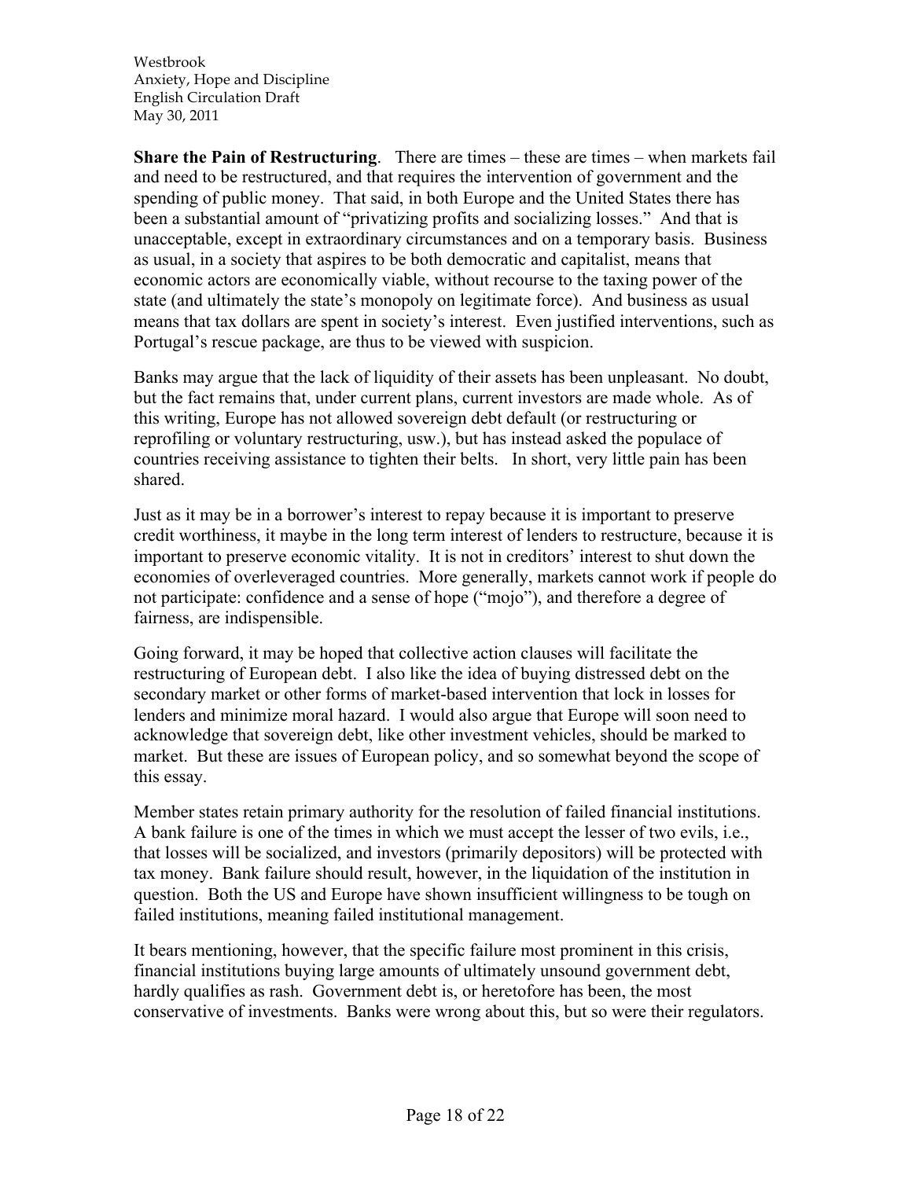**Share the Pain of Restructuring**. There are times – these are times – when markets fail and need to be restructured, and that requires the intervention of government and the spending of public money. That said, in both Europe and the United States there has been a substantial amount of "privatizing profits and socializing losses." And that is unacceptable, except in extraordinary circumstances and on a temporary basis. Business as usual, in a society that aspires to be both democratic and capitalist, means that economic actors are economically viable, without recourse to the taxing power of the state (and ultimately the state's monopoly on legitimate force). And business as usual means that tax dollars are spent in society's interest. Even justified interventions, such as Portugal's rescue package, are thus to be viewed with suspicion.

Banks may argue that the lack of liquidity of their assets has been unpleasant. No doubt, but the fact remains that, under current plans, current investors are made whole. As of this writing, Europe has not allowed sovereign debt default (or restructuring or reprofiling or voluntary restructuring, usw.), but has instead asked the populace of countries receiving assistance to tighten their belts. In short, very little pain has been shared.

Just as it may be in a borrower's interest to repay because it is important to preserve credit worthiness, it maybe in the long term interest of lenders to restructure, because it is important to preserve economic vitality. It is not in creditors' interest to shut down the economies of overleveraged countries. More generally, markets cannot work if people do not participate: confidence and a sense of hope ("mojo"), and therefore a degree of fairness, are indispensible.

Going forward, it may be hoped that collective action clauses will facilitate the restructuring of European debt. I also like the idea of buying distressed debt on the secondary market or other forms of market-based intervention that lock in losses for lenders and minimize moral hazard. I would also argue that Europe will soon need to acknowledge that sovereign debt, like other investment vehicles, should be marked to market. But these are issues of European policy, and so somewhat beyond the scope of this essay.

Member states retain primary authority for the resolution of failed financial institutions. A bank failure is one of the times in which we must accept the lesser of two evils, i.e., that losses will be socialized, and investors (primarily depositors) will be protected with tax money. Bank failure should result, however, in the liquidation of the institution in question. Both the US and Europe have shown insufficient willingness to be tough on failed institutions, meaning failed institutional management.

It bears mentioning, however, that the specific failure most prominent in this crisis, financial institutions buying large amounts of ultimately unsound government debt, hardly qualifies as rash. Government debt is, or heretofore has been, the most conservative of investments. Banks were wrong about this, but so were their regulators.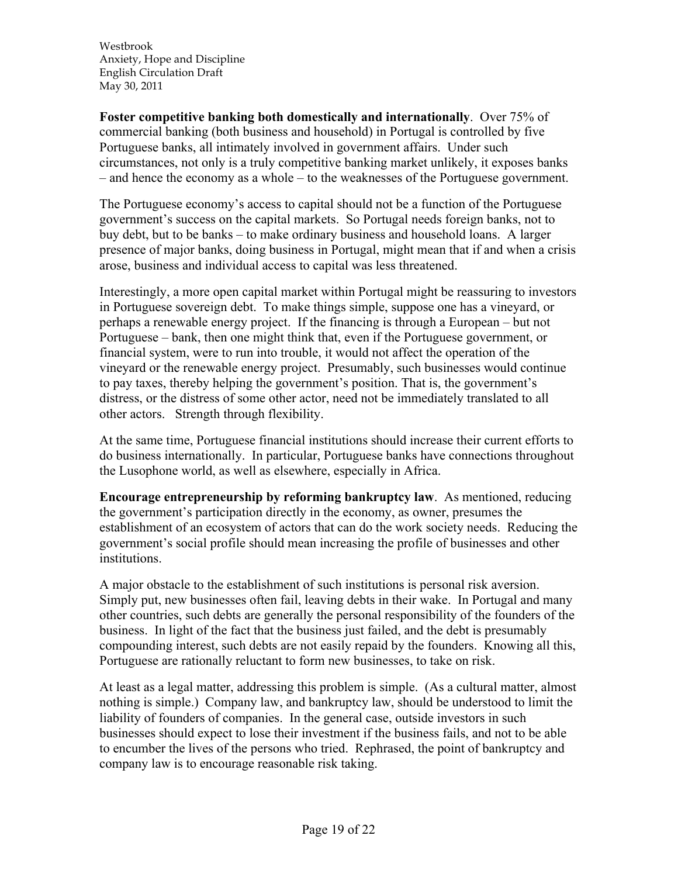**Foster competitive banking both domestically and internationally**. Over 75% of commercial banking (both business and household) in Portugal is controlled by five Portuguese banks, all intimately involved in government affairs. Under such circumstances, not only is a truly competitive banking market unlikely, it exposes banks – and hence the economy as a whole – to the weaknesses of the Portuguese government.

The Portuguese economy's access to capital should not be a function of the Portuguese government's success on the capital markets. So Portugal needs foreign banks, not to buy debt, but to be banks – to make ordinary business and household loans. A larger presence of major banks, doing business in Portugal, might mean that if and when a crisis arose, business and individual access to capital was less threatened.

Interestingly, a more open capital market within Portugal might be reassuring to investors in Portuguese sovereign debt. To make things simple, suppose one has a vineyard, or perhaps a renewable energy project. If the financing is through a European – but not Portuguese – bank, then one might think that, even if the Portuguese government, or financial system, were to run into trouble, it would not affect the operation of the vineyard or the renewable energy project. Presumably, such businesses would continue to pay taxes, thereby helping the government's position. That is, the government's distress, or the distress of some other actor, need not be immediately translated to all other actors. Strength through flexibility.

At the same time, Portuguese financial institutions should increase their current efforts to do business internationally. In particular, Portuguese banks have connections throughout the Lusophone world, as well as elsewhere, especially in Africa.

**Encourage entrepreneurship by reforming bankruptcy law**. As mentioned, reducing the government's participation directly in the economy, as owner, presumes the establishment of an ecosystem of actors that can do the work society needs. Reducing the government's social profile should mean increasing the profile of businesses and other institutions.

A major obstacle to the establishment of such institutions is personal risk aversion. Simply put, new businesses often fail, leaving debts in their wake. In Portugal and many other countries, such debts are generally the personal responsibility of the founders of the business. In light of the fact that the business just failed, and the debt is presumably compounding interest, such debts are not easily repaid by the founders. Knowing all this, Portuguese are rationally reluctant to form new businesses, to take on risk.

At least as a legal matter, addressing this problem is simple. (As a cultural matter, almost nothing is simple.) Company law, and bankruptcy law, should be understood to limit the liability of founders of companies. In the general case, outside investors in such businesses should expect to lose their investment if the business fails, and not to be able to encumber the lives of the persons who tried. Rephrased, the point of bankruptcy and company law is to encourage reasonable risk taking.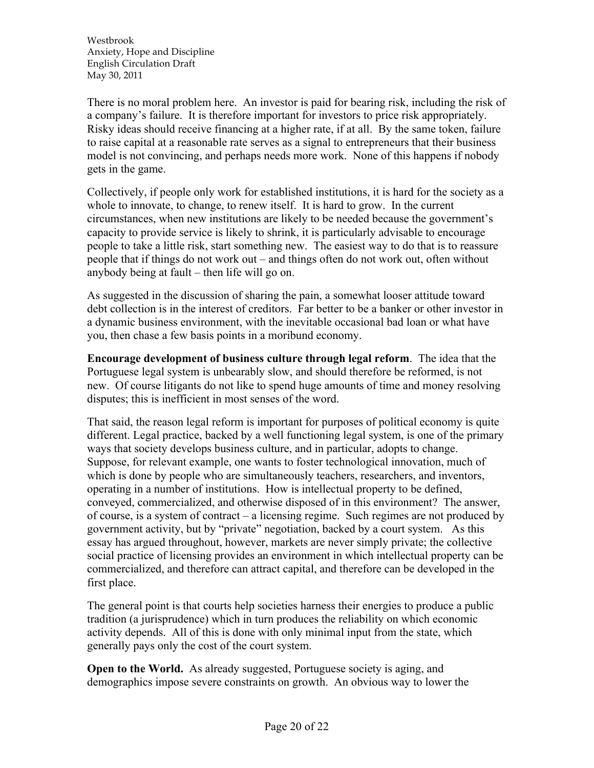There is no moral problem here. An investor is paid for bearing risk, including the risk of a company's failure. It is therefore important for investors to price risk appropriately. Risky ideas should receive financing at a higher rate, if at all. By the same token, failure to raise capital at a reasonable rate serves as a signal to entrepreneurs that their business model is not convincing, and perhaps needs more work. None of this happens if nobody gets in the game.

Collectively, if people only work for established institutions, it is hard for the society as a whole to innovate, to change, to renew itself. It is hard to grow. In the current circumstances, when new institutions are likely to be needed because the government's capacity to provide service is likely to shrink, it is particularly advisable to encourage people to take a little risk, start something new. The easiest way to do that is to reassure people that if things do not work out – and things often do not work out, often without anybody being at fault – then life will go on.

As suggested in the discussion of sharing the pain, a somewhat looser attitude toward debt collection is in the interest of creditors. Far better to be a banker or other investor in a dynamic business environment, with the inevitable occasional bad loan or what have you, then chase a few basis points in a moribund economy.

**Encourage development of business culture through legal reform**. The idea that the Portuguese legal system is unbearably slow, and should therefore be reformed, is not new. Of course litigants do not like to spend huge amounts of time and money resolving disputes; this is inefficient in most senses of the word.

That said, the reason legal reform is important for purposes of political economy is quite different. Legal practice, backed by a well functioning legal system, is one of the primary ways that society develops business culture, and in particular, adopts to change. Suppose, for relevant example, one wants to foster technological innovation, much of which is done by people who are simultaneously teachers, researchers, and inventors, operating in a number of institutions. How is intellectual property to be defined, conveyed, commercialized, and otherwise disposed of in this environment? The answer, of course, is a system of contract – a licensing regime. Such regimes are not produced by government activity, but by "private" negotiation, backed by a court system. As this essay has argued throughout, however, markets are never simply private; the collective social practice of licensing provides an environment in which intellectual property can be commercialized, and therefore can attract capital, and therefore can be developed in the first place.

The general point is that courts help societies harness their energies to produce a public tradition (a jurisprudence) which in turn produces the reliability on which economic activity depends. All of this is done with only minimal input from the state, which generally pays only the cost of the court system.

**Open to the World.** As already suggested, Portuguese society is aging, and demographics impose severe constraints on growth. An obvious way to lower the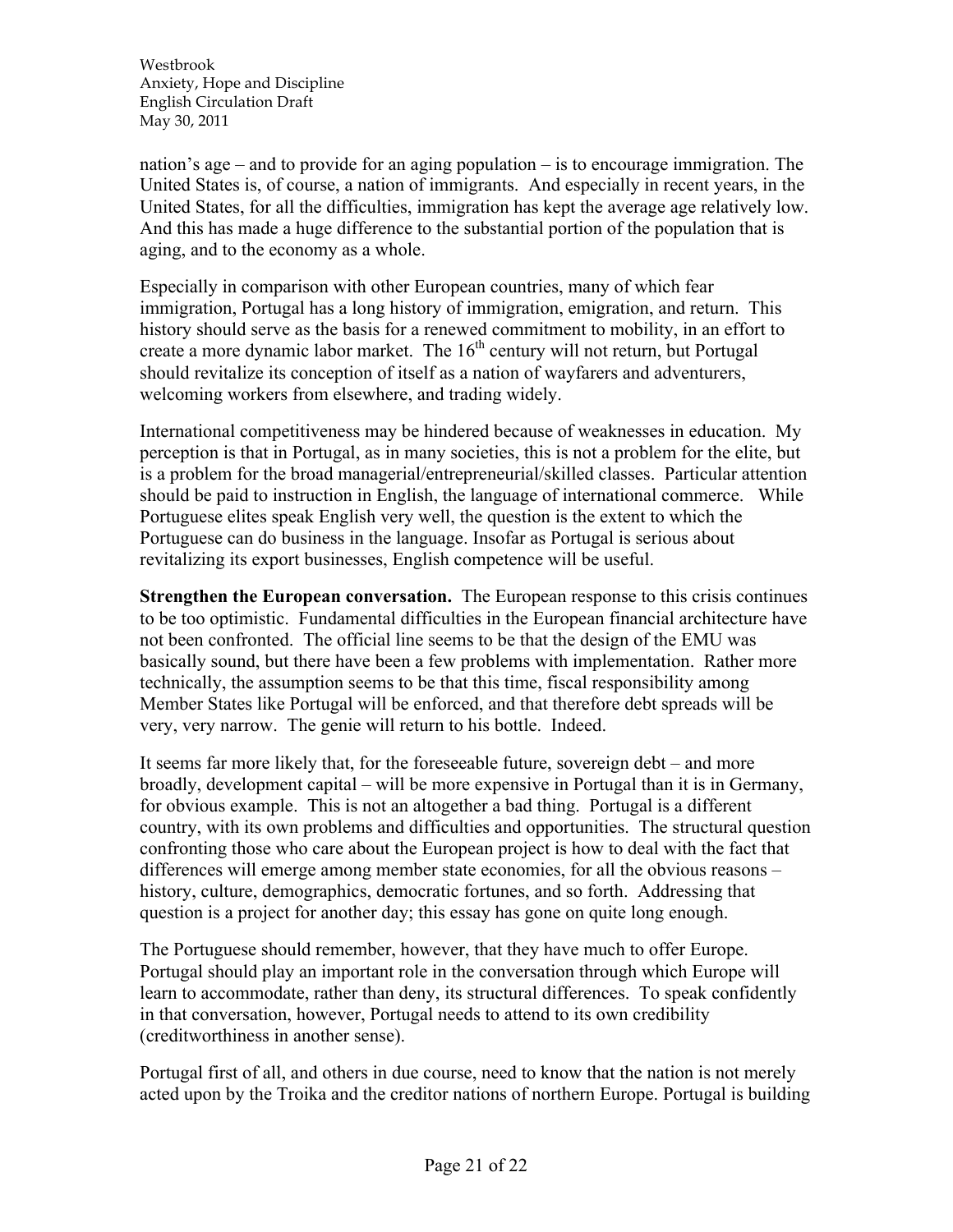nation's age – and to provide for an aging population – is to encourage immigration. The United States is, of course, a nation of immigrants. And especially in recent years, in the United States, for all the difficulties, immigration has kept the average age relatively low. And this has made a huge difference to the substantial portion of the population that is aging, and to the economy as a whole.

Especially in comparison with other European countries, many of which fear immigration, Portugal has a long history of immigration, emigration, and return. This history should serve as the basis for a renewed commitment to mobility, in an effort to create a more dynamic labor market. The 16th century will not return, but Portugal should revitalize its conception of itself as a nation of wayfarers and adventurers, welcoming workers from elsewhere, and trading widely.

International competitiveness may be hindered because of weaknesses in education. My perception is that in Portugal, as in many societies, this is not a problem for the elite, but is a problem for the broad managerial/entrepreneurial/skilled classes. Particular attention should be paid to instruction in English, the language of international commerce. While Portuguese elites speak English very well, the question is the extent to which the Portuguese can do business in the language. Insofar as Portugal is serious about revitalizing its export businesses, English competence will be useful.

**Strengthen the European conversation.** The European response to this crisis continues to be too optimistic. Fundamental difficulties in the European financial architecture have not been confronted. The official line seems to be that the design of the EMU was basically sound, but there have been a few problems with implementation. Rather more technically, the assumption seems to be that this time, fiscal responsibility among Member States like Portugal will be enforced, and that therefore debt spreads will be very, very narrow. The genie will return to his bottle. Indeed.

It seems far more likely that, for the foreseeable future, sovereign debt – and more broadly, development capital – will be more expensive in Portugal than it is in Germany, for obvious example. This is not an altogether a bad thing. Portugal is a different country, with its own problems and difficulties and opportunities. The structural question confronting those who care about the European project is how to deal with the fact that differences will emerge among member state economies, for all the obvious reasons – history, culture, demographics, democratic fortunes, and so forth. Addressing that question is a project for another day; this essay has gone on quite long enough.

The Portuguese should remember, however, that they have much to offer Europe. Portugal should play an important role in the conversation through which Europe will learn to accommodate, rather than deny, its structural differences. To speak confidently in that conversation, however, Portugal needs to attend to its own credibility (creditworthiness in another sense).

Portugal first of all, and others in due course, need to know that the nation is not merely acted upon by the Troika and the creditor nations of northern Europe. Portugal is building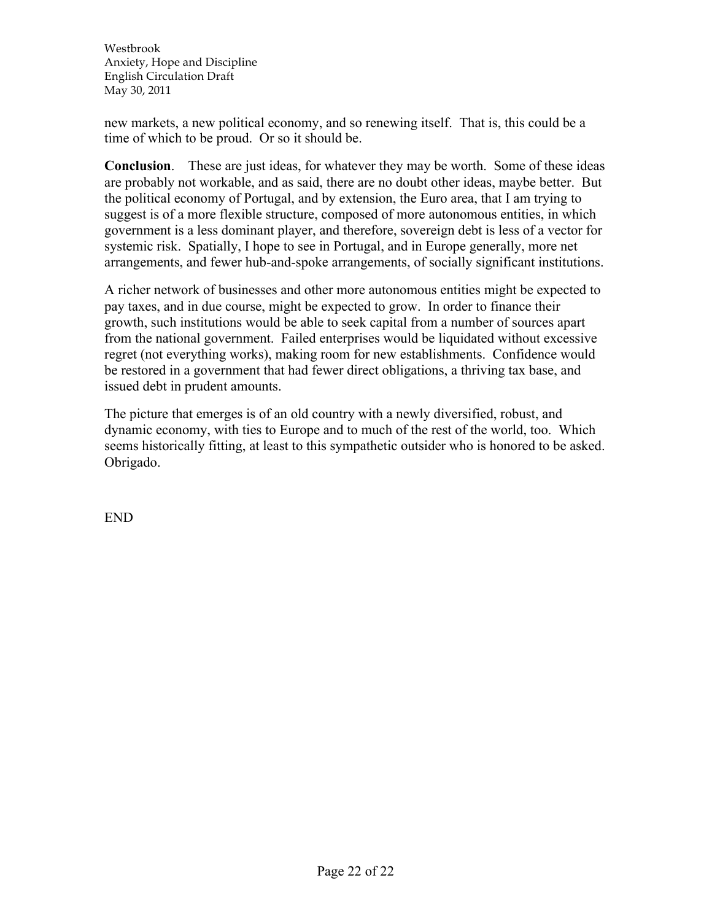new markets, a new political economy, and so renewing itself. That is, this could be a time of which to be proud. Or so it should be.

**Conclusion**. These are just ideas, for whatever they may be worth. Some of these ideas are probably not workable, and as said, there are no doubt other ideas, maybe better. But the political economy of Portugal, and by extension, the Euro area, that I am trying to suggest is of a more flexible structure, composed of more autonomous entities, in which government is a less dominant player, and therefore, sovereign debt is less of a vector for systemic risk. Spatially, I hope to see in Portugal, and in Europe generally, more net arrangements, and fewer hub-and-spoke arrangements, of socially significant institutions.

A richer network of businesses and other more autonomous entities might be expected to pay taxes, and in due course, might be expected to grow. In order to finance their growth, such institutions would be able to seek capital from a number of sources apart from the national government. Failed enterprises would be liquidated without excessive regret (not everything works), making room for new establishments. Confidence would be restored in a government that had fewer direct obligations, a thriving tax base, and issued debt in prudent amounts.

The picture that emerges is of an old country with a newly diversified, robust, and dynamic economy, with ties to Europe and to much of the rest of the world, too. Which seems historically fitting, at least to this sympathetic outsider who is honored to be asked. Obrigado.

END